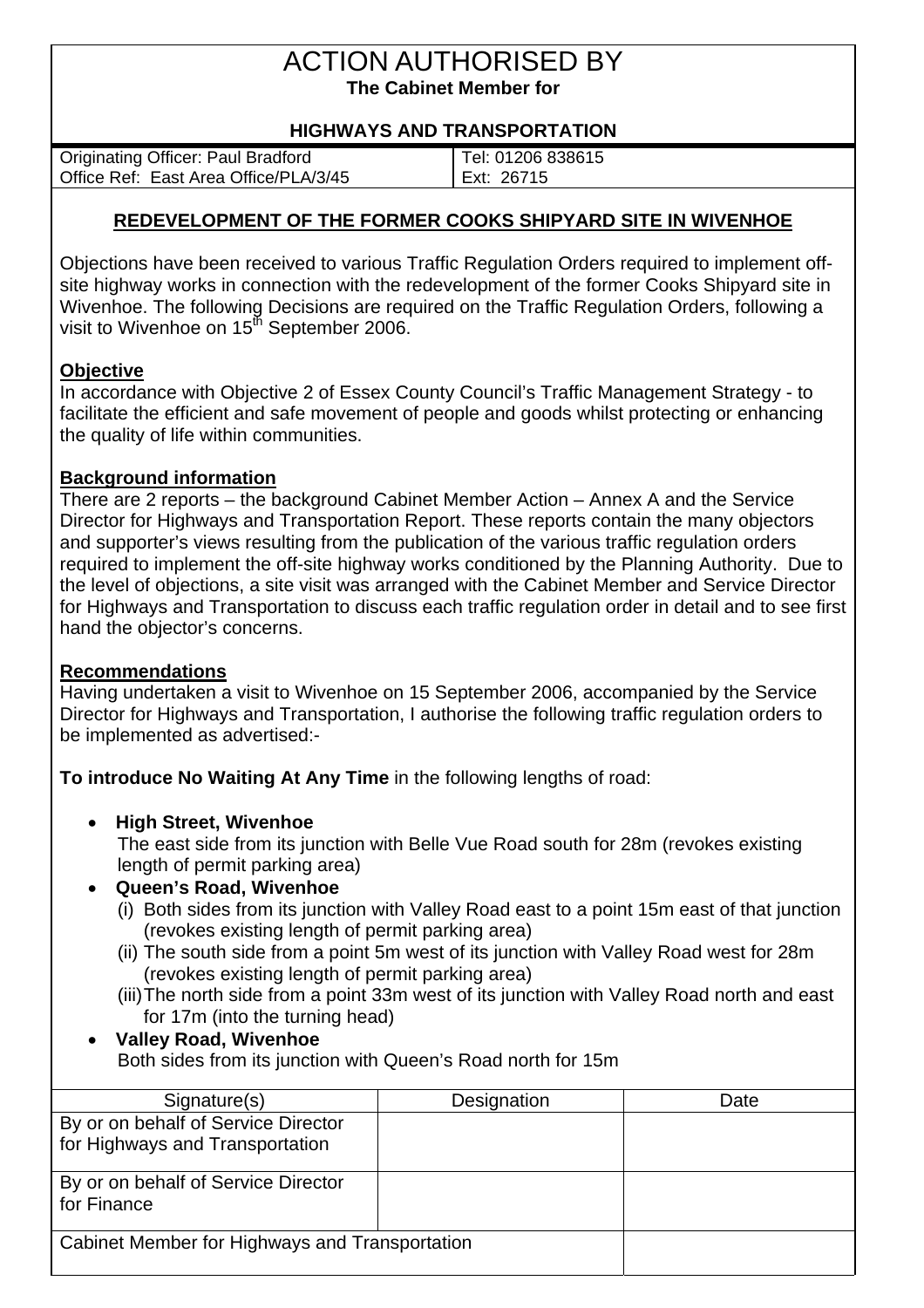# ACTION AUTHORISED BY

**The Cabinet Member for**

**HIGHWAYS AND TRANSPORTATION**

| Originating Officer: Paul Bradford | Tel: 01206 838615 |
|---|---|
| Office Ref: East Area Office/PLA/3/45 | Ext: 26715 |

## REDEVELOPMENT OF THE FORMER COOKS SHIPYARD SITE IN WIVENHOE

Objections have been received to various Traffic Regulation Orders required to implement off-site highway works in connection with the redevelopment of the former Cooks Shipyard site in Wivenhoe. The following Decisions are required on the Traffic Regulation Orders, following a visit to Wivenhoe on 15th September 2006.

### Objective

In accordance with Objective 2 of Essex County Council's Traffic Management Strategy - to facilitate the efficient and safe movement of people and goods whilst protecting or enhancing the quality of life within communities.

### Background information

There are 2 reports – the background Cabinet Member Action – Annex A and the Service Director for Highways and Transportation Report. These reports contain the many objectors and supporter's views resulting from the publication of the various traffic regulation orders required to implement the off-site highway works conditioned by the Planning Authority. Due to the level of objections, a site visit was arranged with the Cabinet Member and Service Director for Highways and Transportation to discuss each traffic regulation order in detail and to see first hand the objector's concerns.

### Recommendations

Having undertaken a visit to Wivenhoe on 15 September 2006, accompanied by the Service Director for Highways and Transportation, I authorise the following traffic regulation orders to be implemented as advertised:-

**To introduce No Waiting At Any Time** in the following lengths of road:

- **High Street, Wivenhoe**
  The east side from its junction with Belle Vue Road south for 28m (revokes existing length of permit parking area)
- **Queen's Road, Wivenhoe**
  (i) Both sides from its junction with Valley Road east to a point 15m east of that junction (revokes existing length of permit parking area)
  (ii) The south side from a point 5m west of its junction with Valley Road west for 28m (revokes existing length of permit parking area)
  (iii) The north side from a point 33m west of its junction with Valley Road north and east for 17m (into the turning head)
- **Valley Road, Wivenhoe**
  Both sides from its junction with Queen's Road north for 15m

| Signature(s) | Designation | Date |
|---|---|---|
| By or on behalf of Service Director for Highways and Transportation | | |
| By or on behalf of Service Director for Finance | | |
| Cabinet Member for Highways and Transportation | | |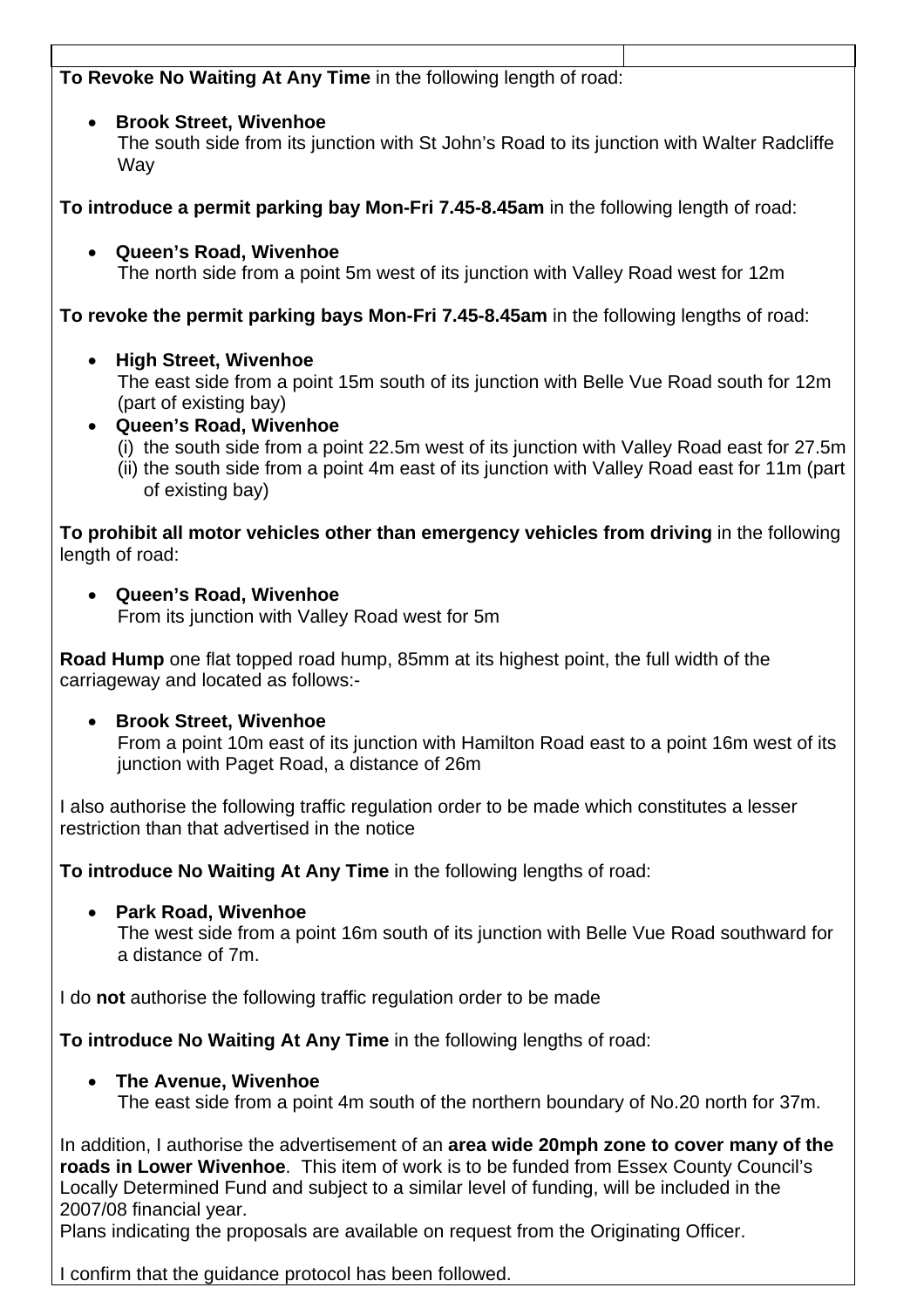**To Revoke No Waiting At Any Time** in the following length of road:

- **Brook Street, Wivenhoe**
  The south side from its junction with St John's Road to its junction with Walter Radcliffe Way

**To introduce a permit parking bay Mon-Fri 7.45-8.45am** in the following length of road:

- **Queen's Road, Wivenhoe**
  The north side from a point 5m west of its junction with Valley Road west for 12m

**To revoke the permit parking bays Mon-Fri 7.45-8.45am** in the following lengths of road:

- **High Street, Wivenhoe**
  The east side from a point 15m south of its junction with Belle Vue Road south for 12m (part of existing bay)
- **Queen's Road, Wivenhoe**
  (i) the south side from a point 22.5m west of its junction with Valley Road east for 27.5m
  (ii) the south side from a point 4m east of its junction with Valley Road east for 11m (part of existing bay)

**To prohibit all motor vehicles other than emergency vehicles from driving** in the following length of road:

- **Queen's Road, Wivenhoe**
  From its junction with Valley Road west for 5m

**Road Hump** one flat topped road hump, 85mm at its highest point, the full width of the carriageway and located as follows:-

- **Brook Street, Wivenhoe**
  From a point 10m east of its junction with Hamilton Road east to a point 16m west of its junction with Paget Road, a distance of 26m

I also authorise the following traffic regulation order to be made which constitutes a lesser restriction than that advertised in the notice

**To introduce No Waiting At Any Time** in the following lengths of road:

- **Park Road, Wivenhoe**
  The west side from a point 16m south of its junction with Belle Vue Road southward for a distance of 7m.

I do **not** authorise the following traffic regulation order to be made

**To introduce No Waiting At Any Time** in the following lengths of road:

- **The Avenue, Wivenhoe**
  The east side from a point 4m south of the northern boundary of No.20 north for 37m.

In addition, I authorise the advertisement of an **area wide 20mph zone to cover many of the roads in Lower Wivenhoe**. This item of work is to be funded from Essex County Council's Locally Determined Fund and subject to a similar level of funding, will be included in the 2007/08 financial year.
Plans indicating the proposals are available on request from the Originating Officer.

I confirm that the guidance protocol has been followed.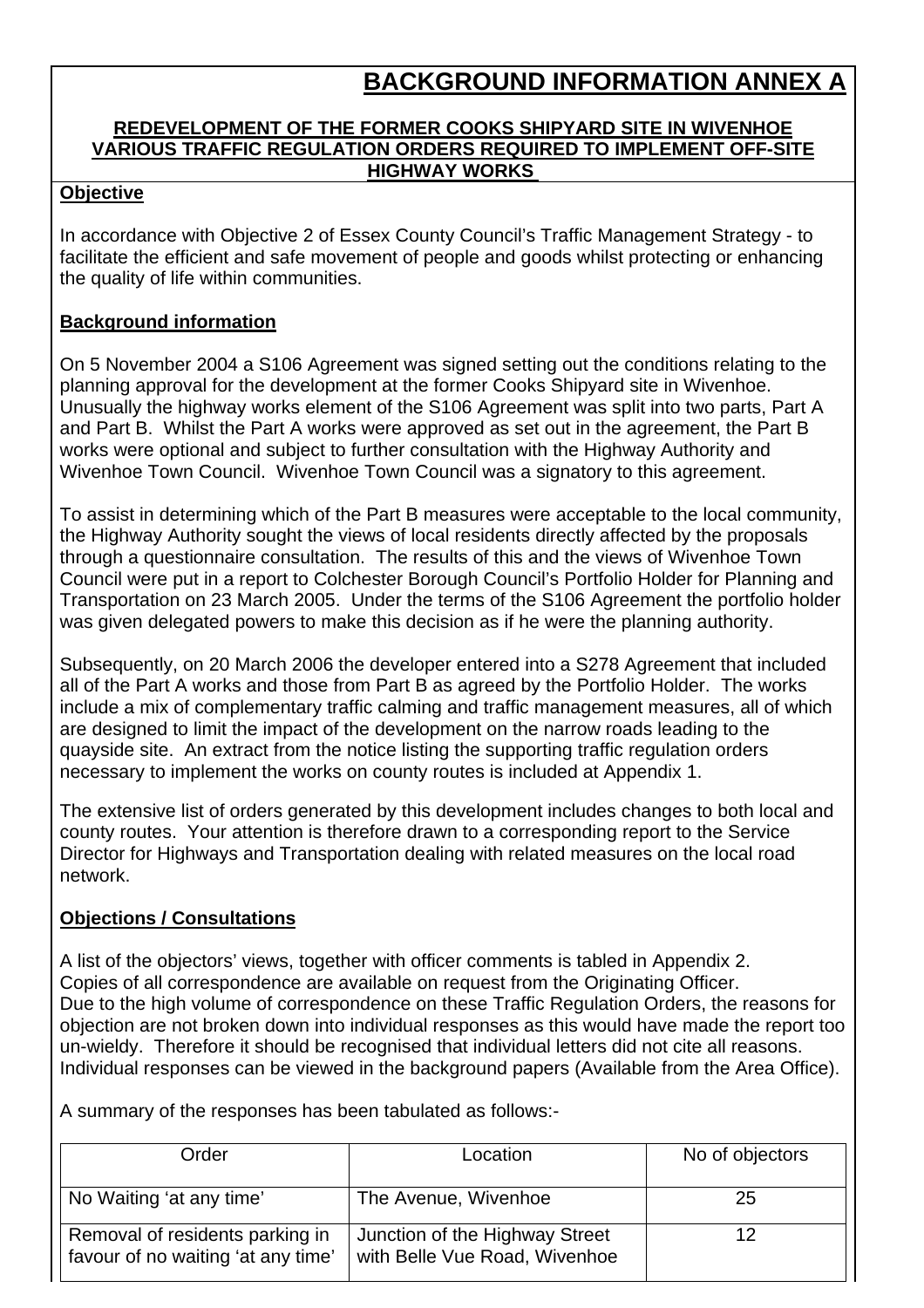# BACKGROUND INFORMATION ANNEX A

**REDEVELOPMENT OF THE FORMER COOKS SHIPYARD SITE IN WIVENHOE VARIOUS TRAFFIC REGULATION ORDERS REQUIRED TO IMPLEMENT OFF-SITE HIGHWAY WORKS**

**Objective**

In accordance with Objective 2 of Essex County Council's Traffic Management Strategy - to facilitate the efficient and safe movement of people and goods whilst protecting or enhancing the quality of life within communities.

**Background information**

On 5 November 2004 a S106 Agreement was signed setting out the conditions relating to the planning approval for the development at the former Cooks Shipyard site in Wivenhoe. Unusually the highway works element of the S106 Agreement was split into two parts, Part A and Part B. Whilst the Part A works were approved as set out in the agreement, the Part B works were optional and subject to further consultation with the Highway Authority and Wivenhoe Town Council. Wivenhoe Town Council was a signatory to this agreement.

To assist in determining which of the Part B measures were acceptable to the local community, the Highway Authority sought the views of local residents directly affected by the proposals through a questionnaire consultation. The results of this and the views of Wivenhoe Town Council were put in a report to Colchester Borough Council's Portfolio Holder for Planning and Transportation on 23 March 2005. Under the terms of the S106 Agreement the portfolio holder was given delegated powers to make this decision as if he were the planning authority.

Subsequently, on 20 March 2006 the developer entered into a S278 Agreement that included all of the Part A works and those from Part B as agreed by the Portfolio Holder. The works include a mix of complementary traffic calming and traffic management measures, all of which are designed to limit the impact of the development on the narrow roads leading to the quayside site. An extract from the notice listing the supporting traffic regulation orders necessary to implement the works on county routes is included at Appendix 1.

The extensive list of orders generated by this development includes changes to both local and county routes. Your attention is therefore drawn to a corresponding report to the Service Director for Highways and Transportation dealing with related measures on the local road network.

**Objections / Consultations**

A list of the objectors' views, together with officer comments is tabled in Appendix 2.
Copies of all correspondence are available on request from the Originating Officer.
Due to the high volume of correspondence on these Traffic Regulation Orders, the reasons for objection are not broken down into individual responses as this would have made the report too un-wieldy. Therefore it should be recognised that individual letters did not cite all reasons. Individual responses can be viewed in the background papers (Available from the Area Office).

A summary of the responses has been tabulated as follows:-

| Order | Location | No of objectors |
| --- | --- | --- |
| No Waiting 'at any time' | The Avenue, Wivenhoe | 25 |
| Removal of residents parking in favour of no waiting 'at any time' | Junction of the Highway Street with Belle Vue Road, Wivenhoe | 12 |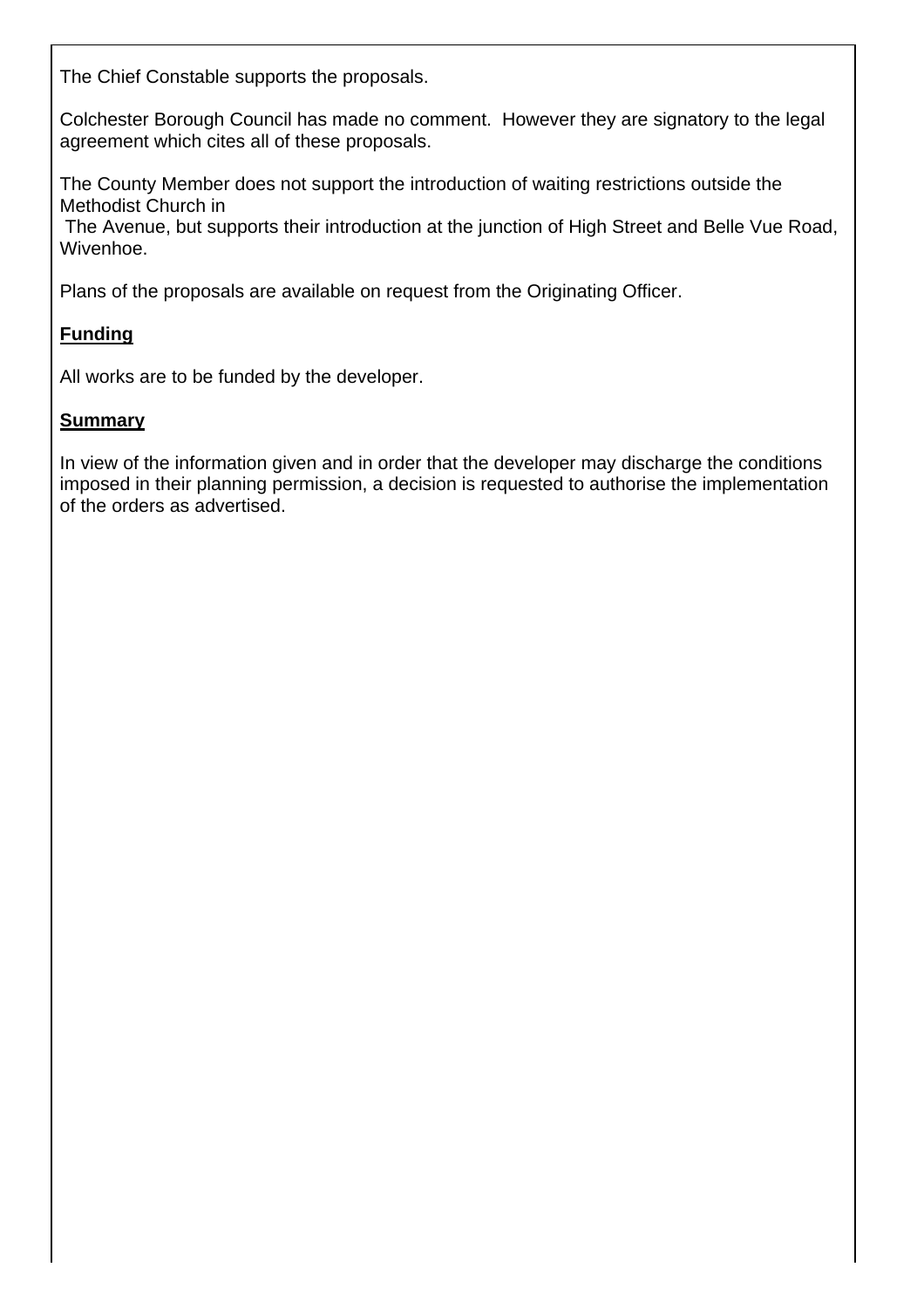The Chief Constable supports the proposals.

Colchester Borough Council has made no comment. However they are signatory to the legal agreement which cites all of these proposals.

The County Member does not support the introduction of waiting restrictions outside the Methodist Church in
The Avenue, but supports their introduction at the junction of High Street and Belle Vue Road, Wivenhoe.

Plans of the proposals are available on request from the Originating Officer.

**Funding**

All works are to be funded by the developer.

**Summary**

In view of the information given and in order that the developer may discharge the conditions imposed in their planning permission, a decision is requested to authorise the implementation of the orders as advertised.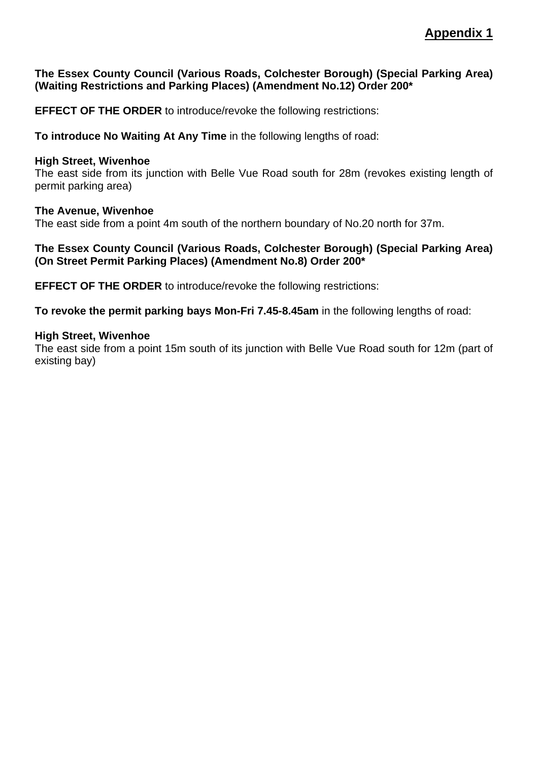## Appendix 1

**The Essex County Council (Various Roads, Colchester Borough) (Special Parking Area) (Waiting Restrictions and Parking Places) (Amendment No.12) Order 200***

**EFFECT OF THE ORDER** to introduce/revoke the following restrictions:

**To introduce No Waiting At Any Time** in the following lengths of road:

**High Street, Wivenhoe**
The east side from its junction with Belle Vue Road south for 28m (revokes existing length of permit parking area)

**The Avenue, Wivenhoe**
The east side from a point 4m south of the northern boundary of No.20 north for 37m.

**The Essex County Council (Various Roads, Colchester Borough) (Special Parking Area) (On Street Permit Parking Places) (Amendment No.8) Order 200***

**EFFECT OF THE ORDER** to introduce/revoke the following restrictions:

**To revoke the permit parking bays Mon-Fri 7.45-8.45am** in the following lengths of road:

**High Street, Wivenhoe**
The east side from a point 15m south of its junction with Belle Vue Road south for 12m (part of existing bay)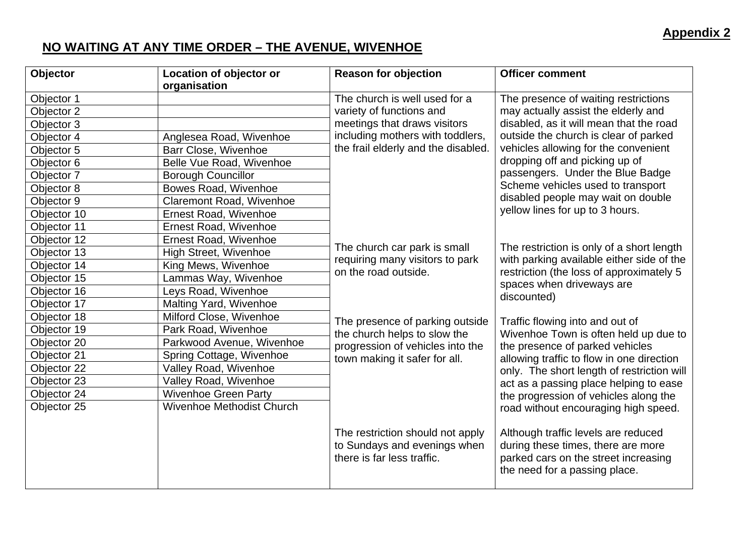**Appendix 2**

## NO WAITING AT ANY TIME ORDER – THE AVENUE, WIVENHOE

| Objector | Location of objector or organisation | Reason for objection | Officer comment |
|---|---|---|---|
| Objector 1 | | The church is well used for a variety of functions and meetings that draws visitors including mothers with toddlers, the frail elderly and the disabled. | The presence of waiting restrictions may actually assist the elderly and disabled, as it will mean that the road outside the church is clear of parked vehicles allowing for the convenient dropping off and picking up of passengers. Under the Blue Badge Scheme vehicles used to transport disabled people may wait on double yellow lines for up to 3 hours. |
| Objector 2 | | | |
| Objector 3 | | | |
| Objector 4 | Anglesea Road, Wivenhoe | | |
| Objector 5 | Barr Close, Wivenhoe | | |
| Objector 6 | Belle Vue Road, Wivenhoe | | |
| Objector 7 | Borough Councillor | | |
| Objector 8 | Bowes Road, Wivenhoe | | |
| Objector 9 | Claremont Road, Wivenhoe | | |
| Objector 10 | Ernest Road, Wivenhoe | | |
| Objector 11 | Ernest Road, Wivenhoe | | |
| Objector 12 | Ernest Road, Wivenhoe | The church car park is small requiring many visitors to park on the road outside. | The restriction is only of a short length with parking available either side of the restriction (the loss of approximately 5 spaces when driveways are discounted) |
| Objector 13 | High Street, Wivenhoe | | |
| Objector 14 | King Mews, Wivenhoe | | |
| Objector 15 | Lammas Way, Wivenhoe | | |
| Objector 16 | Leys Road, Wivenhoe | | |
| Objector 17 | Malting Yard, Wivenhoe | | |
| Objector 18 | Milford Close, Wivenhoe | The presence of parking outside the church helps to slow the progression of vehicles into the town making it safer for all. | Traffic flowing into and out of Wivenhoe Town is often held up due to the presence of parked vehicles allowing traffic to flow in one direction only. The short length of restriction will act as a passing place helping to ease the progression of vehicles along the road without encouraging high speed. |
| Objector 19 | Park Road, Wivenhoe | | |
| Objector 20 | Parkwood Avenue, Wivenhoe | | |
| Objector 21 | Spring Cottage, Wivenhoe | | |
| Objector 22 | Valley Road, Wivenhoe | | |
| Objector 23 | Valley Road, Wivenhoe | | |
| Objector 24 | Wivenhoe Green Party | | |
| Objector 25 | Wivenhoe Methodist Church | | |
| | | The restriction should not apply to Sundays and evenings when there is far less traffic. | Although traffic levels are reduced during these times, there are more parked cars on the street increasing the need for a passing place. |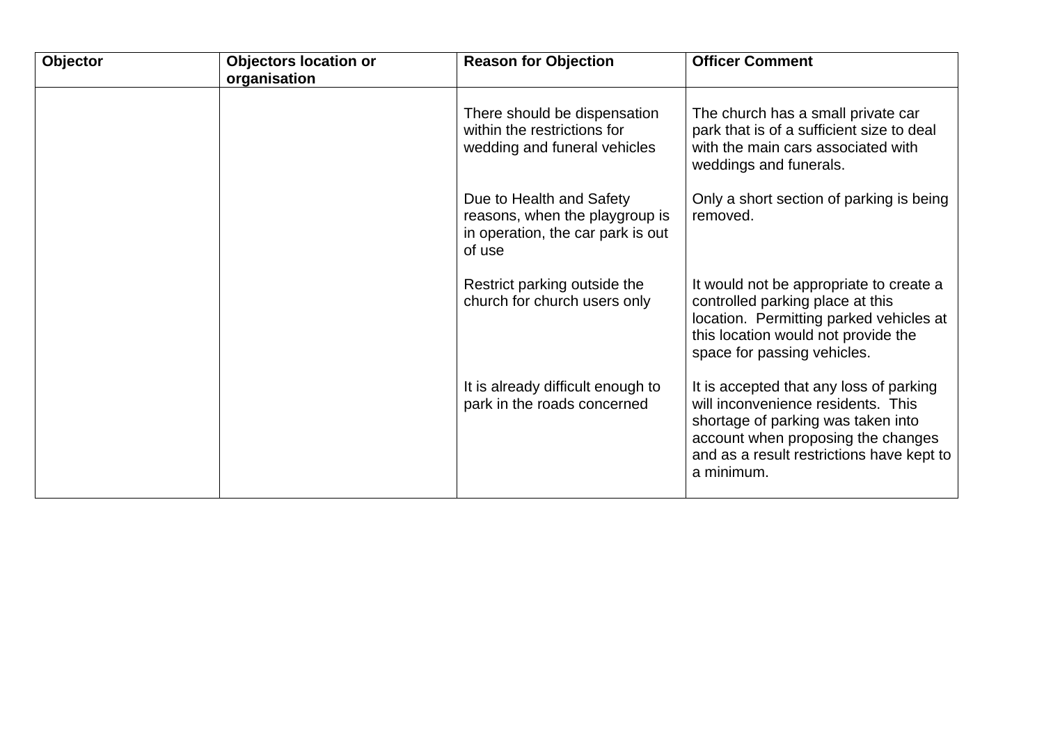| Objector | Objectors location or organisation | Reason for Objection | Officer Comment |
|---|---|---|---|
| | | There should be dispensation within the restrictions for wedding and funeral vehicles | The church has a small private car park that is of a sufficient size to deal with the main cars associated with weddings and funerals. |
| | | Due to Health and Safety reasons, when the playgroup is in operation, the car park is out of use | Only a short section of parking is being removed. |
| | | Restrict parking outside the church for church users only | It would not be appropriate to create a controlled parking place at this location. Permitting parked vehicles at this location would not provide the space for passing vehicles. |
| | | It is already difficult enough to park in the roads concerned | It is accepted that any loss of parking will inconvenience residents. This shortage of parking was taken into account when proposing the changes and as a result restrictions have kept to a minimum. |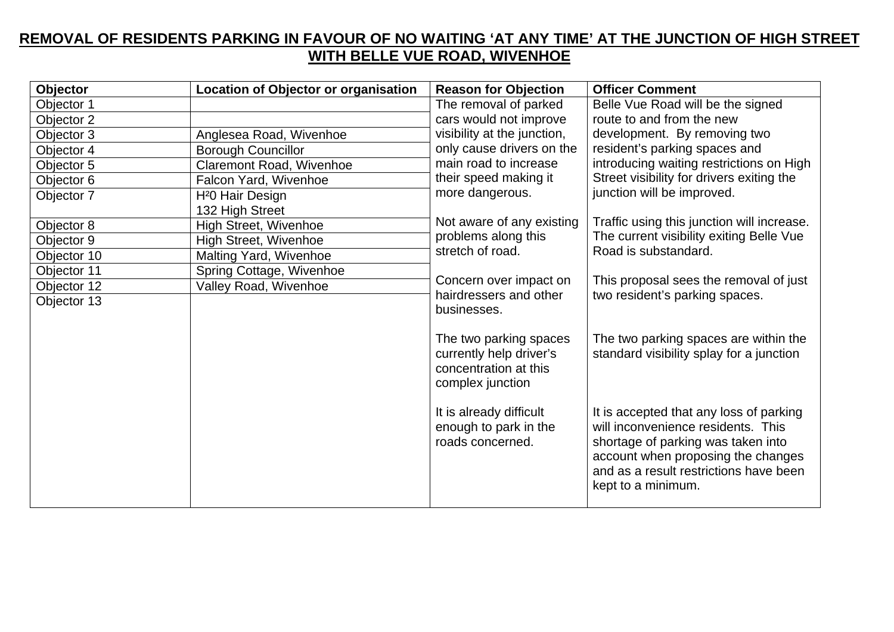**REMOVAL OF RESIDENTS PARKING IN FAVOUR OF NO WAITING 'AT ANY TIME' AT THE JUNCTION OF HIGH STREET WITH BELLE VUE ROAD, WIVENHOE**

| Objector | Location of Objector or organisation | Reason for Objection | Officer Comment |
|---|---|---|---|
| Objector 1 | | The removal of parked cars would not improve visibility at the junction, only cause drivers on the main road to increase their speed making it more dangerous.<br><br>Not aware of any existing problems along this stretch of road.<br><br>Concern over impact on hairdressers and other businesses.<br><br>The two parking spaces currently help driver's concentration at this complex junction<br><br>It is already difficult enough to park in the roads concerned. | Belle Vue Road will be the signed route to and from the new development. By removing two resident's parking spaces and introducing waiting restrictions on High Street visibility for drivers exiting the junction will be improved.<br><br>Traffic using this junction will increase. The current visibility exiting Belle Vue Road is substandard.<br><br>This proposal sees the removal of just two resident's parking spaces.<br><br>The two parking spaces are within the standard visibility splay for a junction<br><br>It is accepted that any loss of parking will inconvenience residents. This shortage of parking was taken into account when proposing the changes and as a result restrictions have been kept to a minimum. |
| Objector 2 | | | |
| Objector 3 | Anglesea Road, Wivenhoe | | |
| Objector 4 | Borough Councillor | | |
| Objector 5 | Claremont Road, Wivenhoe | | |
| Objector 6 | Falcon Yard, Wivenhoe | | |
| Objector 7 | H²0 Hair Design<br>132 High Street | | |
| Objector 8 | High Street, Wivenhoe | | |
| Objector 9 | High Street, Wivenhoe | | |
| Objector 10 | Malting Yard, Wivenhoe | | |
| Objector 11 | Spring Cottage, Wivenhoe | | |
| Objector 12 | Valley Road, Wivenhoe | | |
| Objector 13 | | | |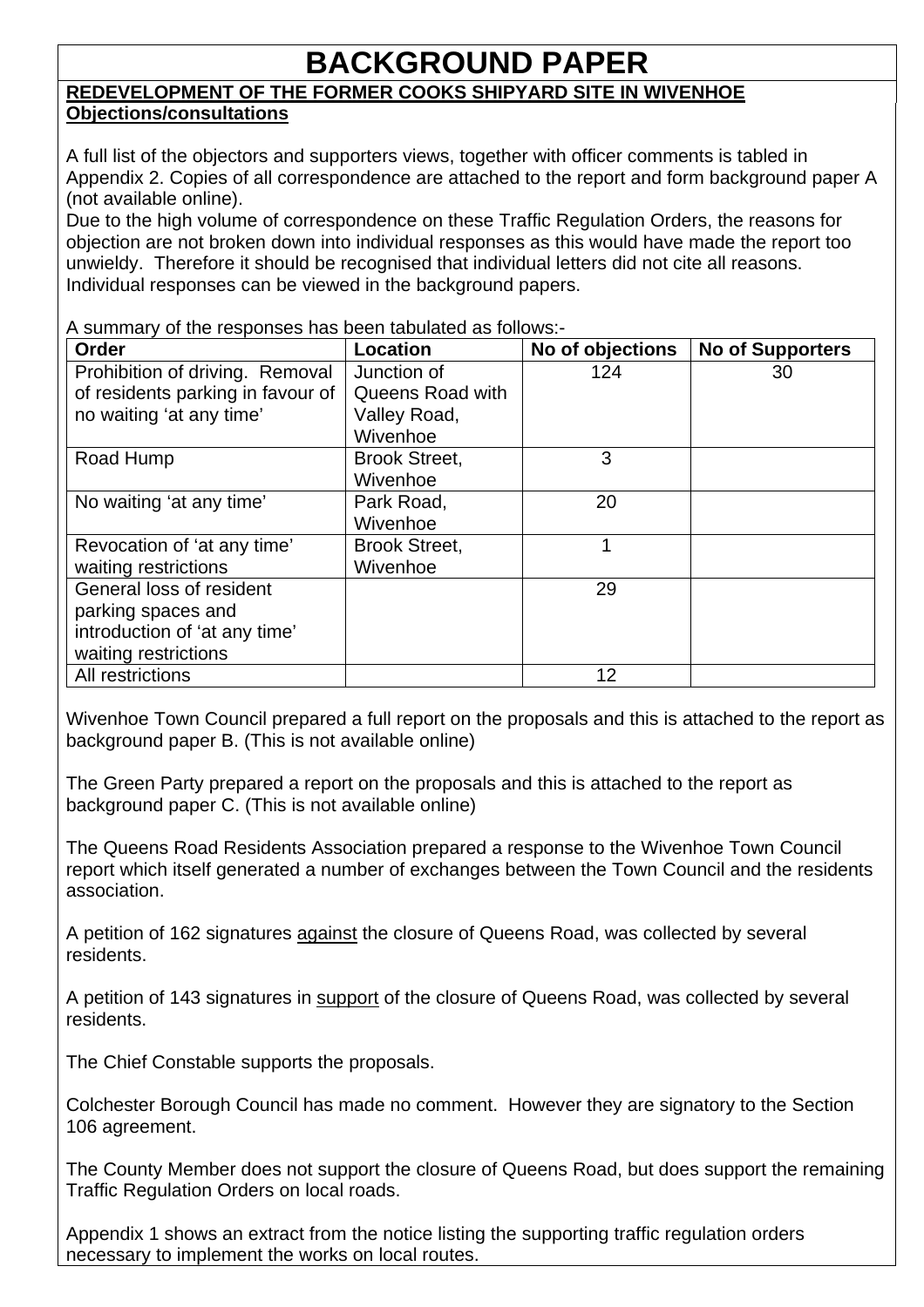# BACKGROUND PAPER

**REDEVELOPMENT OF THE FORMER COOKS SHIPYARD SITE IN WIVENHOE**

**Objections/consultations**

A full list of the objectors and supporters views, together with officer comments is tabled in Appendix 2. Copies of all correspondence are attached to the report and form background paper A (not available online).

Due to the high volume of correspondence on these Traffic Regulation Orders, the reasons for objection are not broken down into individual responses as this would have made the report too unwieldy. Therefore it should be recognised that individual letters did not cite all reasons. Individual responses can be viewed in the background papers.

A summary of the responses has been tabulated as follows:-

| Order | Location | No of objections | No of Supporters |
|---|---|---|---|
| Prohibition of driving. Removal of residents parking in favour of no waiting 'at any time' | Junction of Queens Road with Valley Road, Wivenhoe | 124 | 30 |
| Road Hump | Brook Street, Wivenhoe | 3 | |
| No waiting 'at any time' | Park Road, Wivenhoe | 20 | |
| Revocation of 'at any time' waiting restrictions | Brook Street, Wivenhoe | 1 | |
| General loss of resident parking spaces and introduction of 'at any time' waiting restrictions | | 29 | |
| All restrictions | | 12 | |

Wivenhoe Town Council prepared a full report on the proposals and this is attached to the report as background paper B. (This is not available online)

The Green Party prepared a report on the proposals and this is attached to the report as background paper C. (This is not available online)

The Queens Road Residents Association prepared a response to the Wivenhoe Town Council report which itself generated a number of exchanges between the Town Council and the residents association.

A petition of 162 signatures against the closure of Queens Road, was collected by several residents.

A petition of 143 signatures in support of the closure of Queens Road, was collected by several residents.

The Chief Constable supports the proposals.

Colchester Borough Council has made no comment. However they are signatory to the Section 106 agreement.

The County Member does not support the closure of Queens Road, but does support the remaining Traffic Regulation Orders on local roads.

Appendix 1 shows an extract from the notice listing the supporting traffic regulation orders necessary to implement the works on local routes.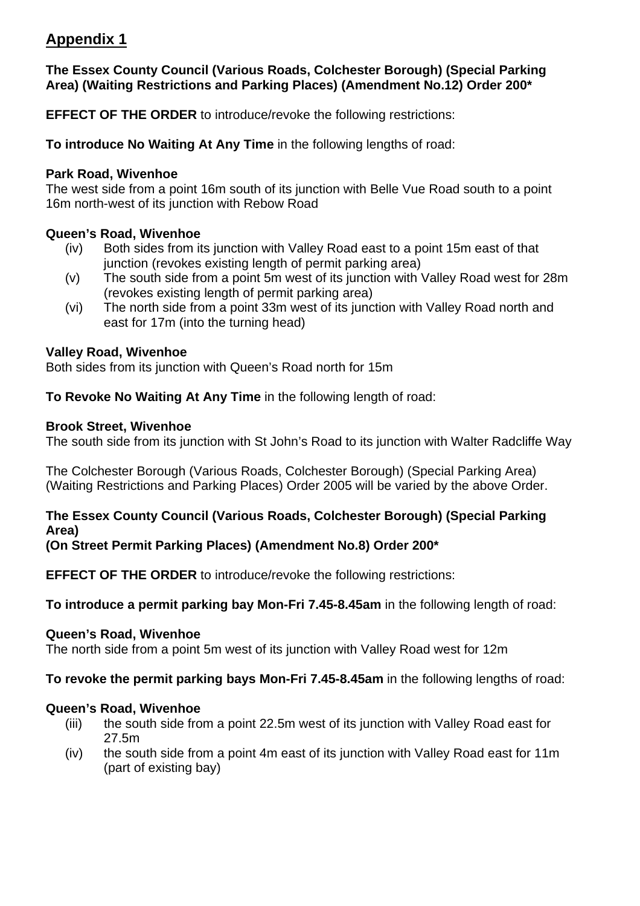## Appendix 1

**The Essex County Council (Various Roads, Colchester Borough) (Special Parking Area) (Waiting Restrictions and Parking Places) (Amendment No.12) Order 200***

**EFFECT OF THE ORDER** to introduce/revoke the following restrictions:

**To introduce No Waiting At Any Time** in the following lengths of road:

**Park Road, Wivenhoe**
The west side from a point 16m south of its junction with Belle Vue Road south to a point 16m north-west of its junction with Rebow Road

**Queen's Road, Wivenhoe**

- (iv) Both sides from its junction with Valley Road east to a point 15m east of that junction (revokes existing length of permit parking area)
- (v) The south side from a point 5m west of its junction with Valley Road west for 28m (revokes existing length of permit parking area)
- (vi) The north side from a point 33m west of its junction with Valley Road north and east for 17m (into the turning head)

**Valley Road, Wivenhoe**
Both sides from its junction with Queen's Road north for 15m

**To Revoke No Waiting At Any Time** in the following length of road:

**Brook Street, Wivenhoe**
The south side from its junction with St John's Road to its junction with Walter Radcliffe Way

The Colchester Borough (Various Roads, Colchester Borough) (Special Parking Area) (Waiting Restrictions and Parking Places) Order 2005 will be varied by the above Order.

**The Essex County Council (Various Roads, Colchester Borough) (Special Parking Area)**
**(On Street Permit Parking Places) (Amendment No.8) Order 200***

**EFFECT OF THE ORDER** to introduce/revoke the following restrictions:

**To introduce a permit parking bay Mon-Fri 7.45-8.45am** in the following length of road:

**Queen's Road, Wivenhoe**
The north side from a point 5m west of its junction with Valley Road west for 12m

**To revoke the permit parking bays Mon-Fri 7.45-8.45am** in the following lengths of road:

**Queen's Road, Wivenhoe**

- (iii) the south side from a point 22.5m west of its junction with Valley Road east for 27.5m
- (iv) the south side from a point 4m east of its junction with Valley Road east for 11m (part of existing bay)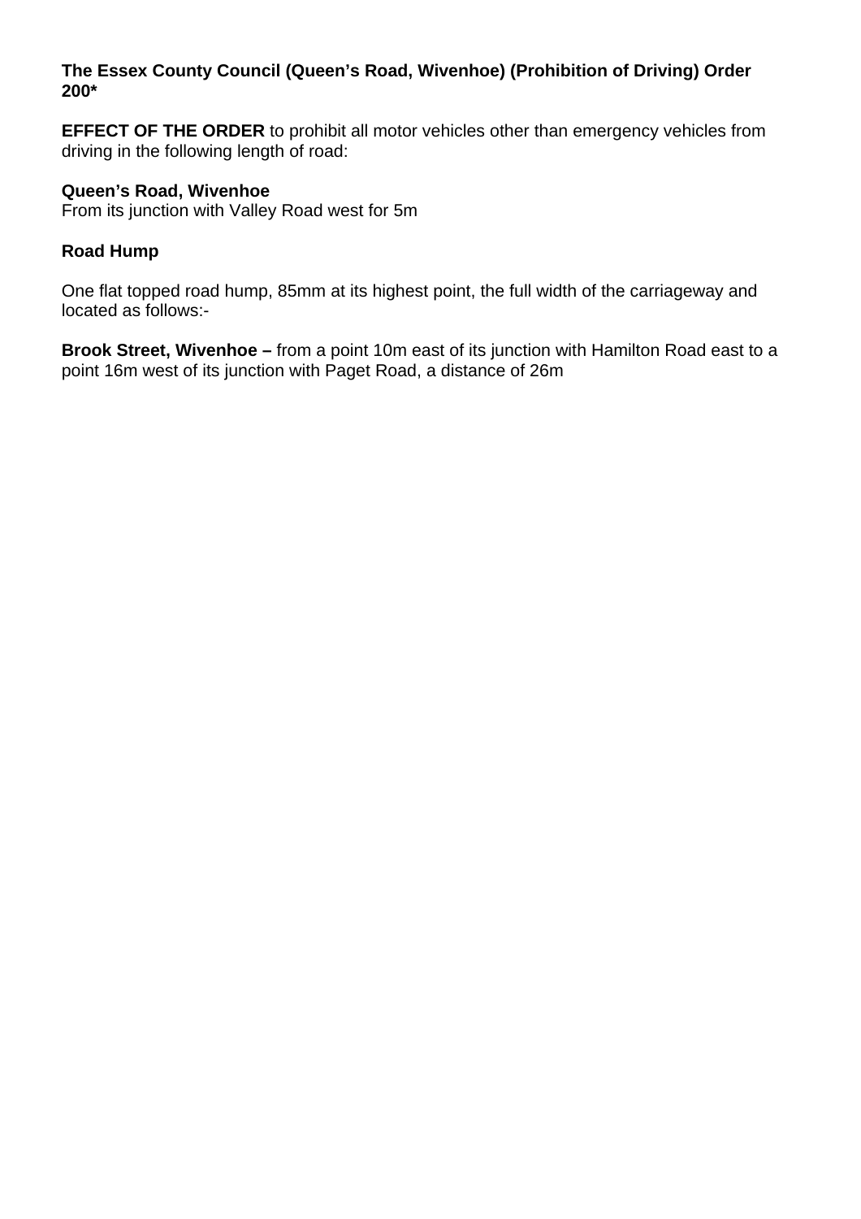**The Essex County Council (Queen’s Road, Wivenhoe) (Prohibition of Driving) Order 200***

**EFFECT OF THE ORDER** to prohibit all motor vehicles other than emergency vehicles from driving in the following length of road:

**Queen’s Road, Wivenhoe**
From its junction with Valley Road west for 5m

**Road Hump**

One flat topped road hump, 85mm at its highest point, the full width of the carriageway and located as follows:-

**Brook Street, Wivenhoe –** from a point 10m east of its junction with Hamilton Road east to a point 16m west of its junction with Paget Road, a distance of 26m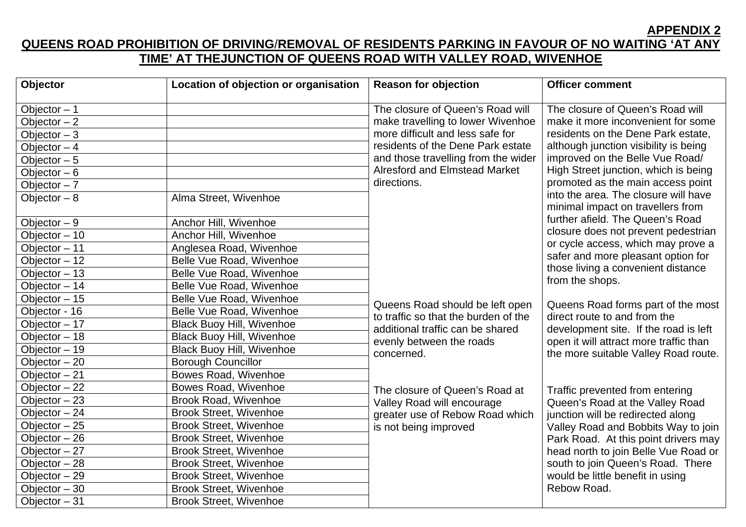**APPENDIX 2**

**QUEENS ROAD PROHIBITION OF DRIVING/REMOVAL OF RESIDENTS PARKING IN FAVOUR OF NO WAITING 'AT ANY TIME' AT THEJUNCTION OF QUEENS ROAD WITH VALLEY ROAD, WIVENHOE**

| Objector | Location of objection or organisation | Reason for objection | Officer comment |
|---|---|---|---|
| Objector – 1 | | The closure of Queen's Road will make travelling to lower Wivenhoe more difficult and less safe for residents of the Dene Park estate and those travelling from the wider Alresford and Elmstead Market directions. | The closure of Queen's Road will make it more inconvenient for some residents on the Dene Park estate, although junction visibility is being improved on the Belle Vue Road/ High Street junction, which is being promoted as the main access point into the area. The closure will have minimal impact on travellers from further afield. The Queen's Road closure does not prevent pedestrian or cycle access, which may prove a safer and more pleasant option for those living a convenient distance from the shops. |
| Objector – 2 | | | |
| Objector – 3 | | | |
| Objector – 4 | | | |
| Objector – 5 | | | |
| Objector – 6 | | | |
| Objector – 7 | | | |
| Objector – 8 | Alma Street, Wivenhoe | | |
| Objector – 9 | Anchor Hill, Wivenhoe | | |
| Objector – 10 | Anchor Hill, Wivenhoe | | |
| Objector – 11 | Anglesea Road, Wivenhoe | | |
| Objector – 12 | Belle Vue Road, Wivenhoe | | |
| Objector – 13 | Belle Vue Road, Wivenhoe | | |
| Objector – 14 | Belle Vue Road, Wivenhoe | | |
| Objector – 15 | Belle Vue Road, Wivenhoe | Queens Road should be left open to traffic so that the burden of the additional traffic can be shared evenly between the roads concerned. | Queens Road forms part of the most direct route to and from the development site. If the road is left open it will attract more traffic than the more suitable Valley Road route. |
| Objector - 16 | Belle Vue Road, Wivenhoe | | |
| Objector – 17 | Black Buoy Hill, Wivenhoe | | |
| Objector – 18 | Black Buoy Hill, Wivenhoe | | |
| Objector – 19 | Black Buoy Hill, Wivenhoe | | |
| Objector – 20 | Borough Councillor | | |
| Objector – 21 | Bowes Road, Wivenhoe | | |
| Objector – 22 | Bowes Road, Wivenhoe | The closure of Queen's Road at Valley Road will encourage greater use of Rebow Road which is not being improved | Traffic prevented from entering Queen's Road at the Valley Road junction will be redirected along Valley Road and Bobbits Way to join Park Road. At this point drivers may head north to join Belle Vue Road or south to join Queen's Road. There would be little benefit in using Rebow Road. |
| Objector – 23 | Brook Road, Wivenhoe | | |
| Objector – 24 | Brook Street, Wivenhoe | | |
| Objector – 25 | Brook Street, Wivenhoe | | |
| Objector – 26 | Brook Street, Wivenhoe | | |
| Objector – 27 | Brook Street, Wivenhoe | | |
| Objector – 28 | Brook Street, Wivenhoe | | |
| Objector – 29 | Brook Street, Wivenhoe | | |
| Objector – 30 | Brook Street, Wivenhoe | | |
| Objector – 31 | Brook Street, Wivenhoe | | |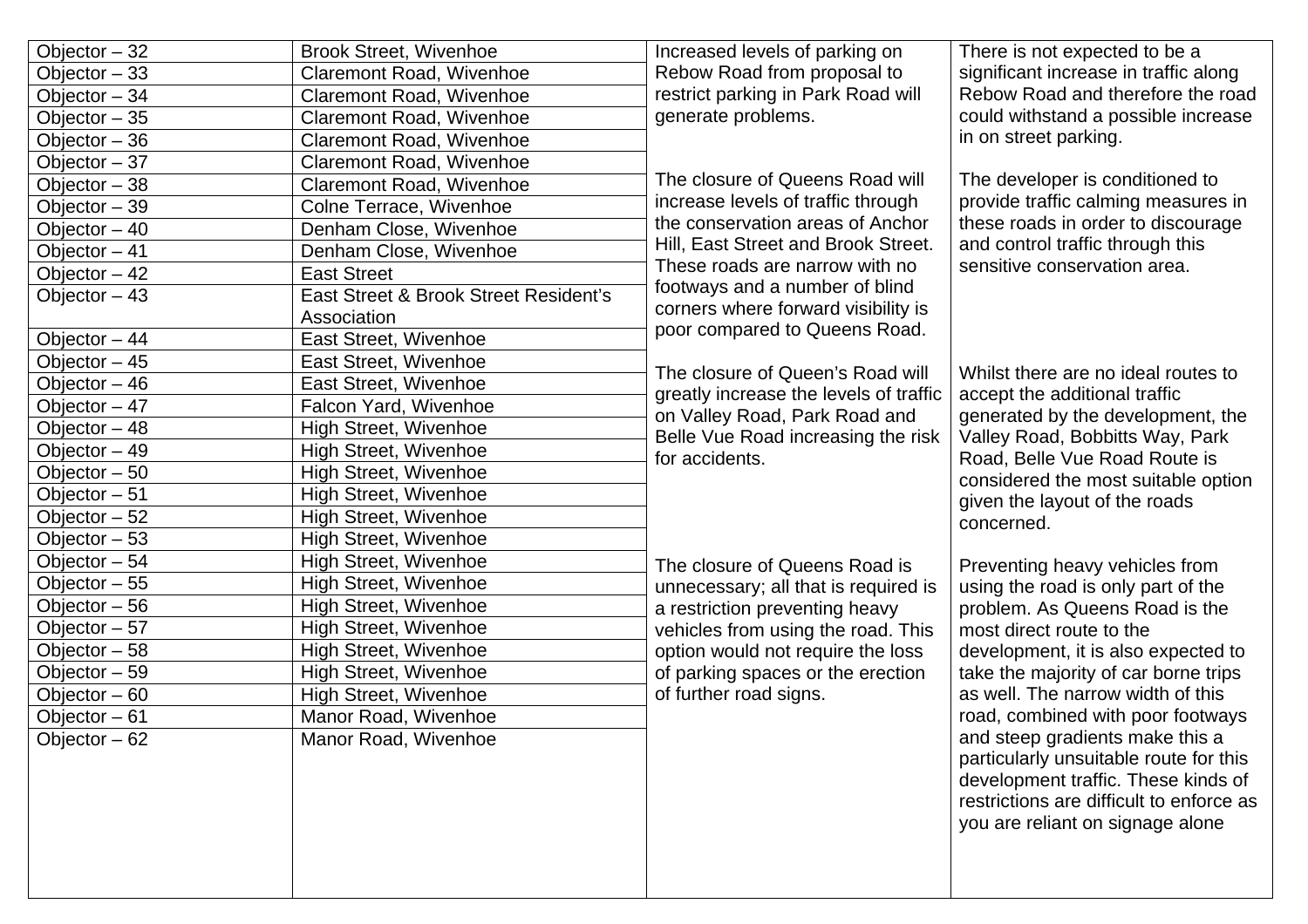| Objector – 32 | Brook Street, Wivenhoe | Increased levels of parking on Rebow Road from proposal to restrict parking in Park Road will generate problems. | There is not expected to be a significant increase in traffic along Rebow Road and therefore the road could withstand a possible increase in on street parking. |
|---|---|---|---|
| Objector – 33 | Claremont Road, Wivenhoe | | |
| Objector – 34 | Claremont Road, Wivenhoe | | |
| Objector – 35 | Claremont Road, Wivenhoe | | |
| Objector – 36 | Claremont Road, Wivenhoe | | |
| Objector – 37 | Claremont Road, Wivenhoe | The closure of Queens Road will increase levels of traffic through the conservation areas of Anchor Hill, East Street and Brook Street. These roads are narrow with no footways and a number of blind corners where forward visibility is poor compared to Queens Road. | The developer is conditioned to provide traffic calming measures in these roads in order to discourage and control traffic through this sensitive conservation area. |
| Objector – 38 | Claremont Road, Wivenhoe | | |
| Objector – 39 | Colne Terrace, Wivenhoe | | |
| Objector – 40 | Denham Close, Wivenhoe | | |
| Objector – 41 | Denham Close, Wivenhoe | | |
| Objector – 42 | East Street | | |
| Objector – 43 | East Street & Brook Street Resident's Association | | |
| Objector – 44 | East Street, Wivenhoe | | |
| Objector – 45 | East Street, Wivenhoe | The closure of Queen's Road will greatly increase the levels of traffic on Valley Road, Park Road and Belle Vue Road increasing the risk for accidents. | Whilst there are no ideal routes to accept the additional traffic generated by the development, the Valley Road, Bobbitts Way, Park Road, Belle Vue Road Route is considered the most suitable option given the layout of the roads concerned. |
| Objector – 46 | East Street, Wivenhoe | | |
| Objector – 47 | Falcon Yard, Wivenhoe | | |
| Objector – 48 | High Street, Wivenhoe | | |
| Objector – 49 | High Street, Wivenhoe | | |
| Objector – 50 | High Street, Wivenhoe | | |
| Objector – 51 | High Street, Wivenhoe | | |
| Objector – 52 | High Street, Wivenhoe | | |
| Objector – 53 | High Street, Wivenhoe | | |
| Objector – 54 | High Street, Wivenhoe | The closure of Queens Road is unnecessary; all that is required is a restriction preventing heavy vehicles from using the road. This option would not require the loss of parking spaces or the erection of further road signs. | Preventing heavy vehicles from using the road is only part of the problem. As Queens Road is the most direct route to the development, it is also expected to take the majority of car borne trips as well. The narrow width of this road, combined with poor footways and steep gradients make this a particularly unsuitable route for this development traffic. These kinds of restrictions are difficult to enforce as you are reliant on signage alone |
| Objector – 55 | High Street, Wivenhoe | | |
| Objector – 56 | High Street, Wivenhoe | | |
| Objector – 57 | High Street, Wivenhoe | | |
| Objector – 58 | High Street, Wivenhoe | | |
| Objector – 59 | High Street, Wivenhoe | | |
| Objector – 60 | High Street, Wivenhoe | | |
| Objector – 61 | Manor Road, Wivenhoe | | |
| Objector – 62 | Manor Road, Wivenhoe | | |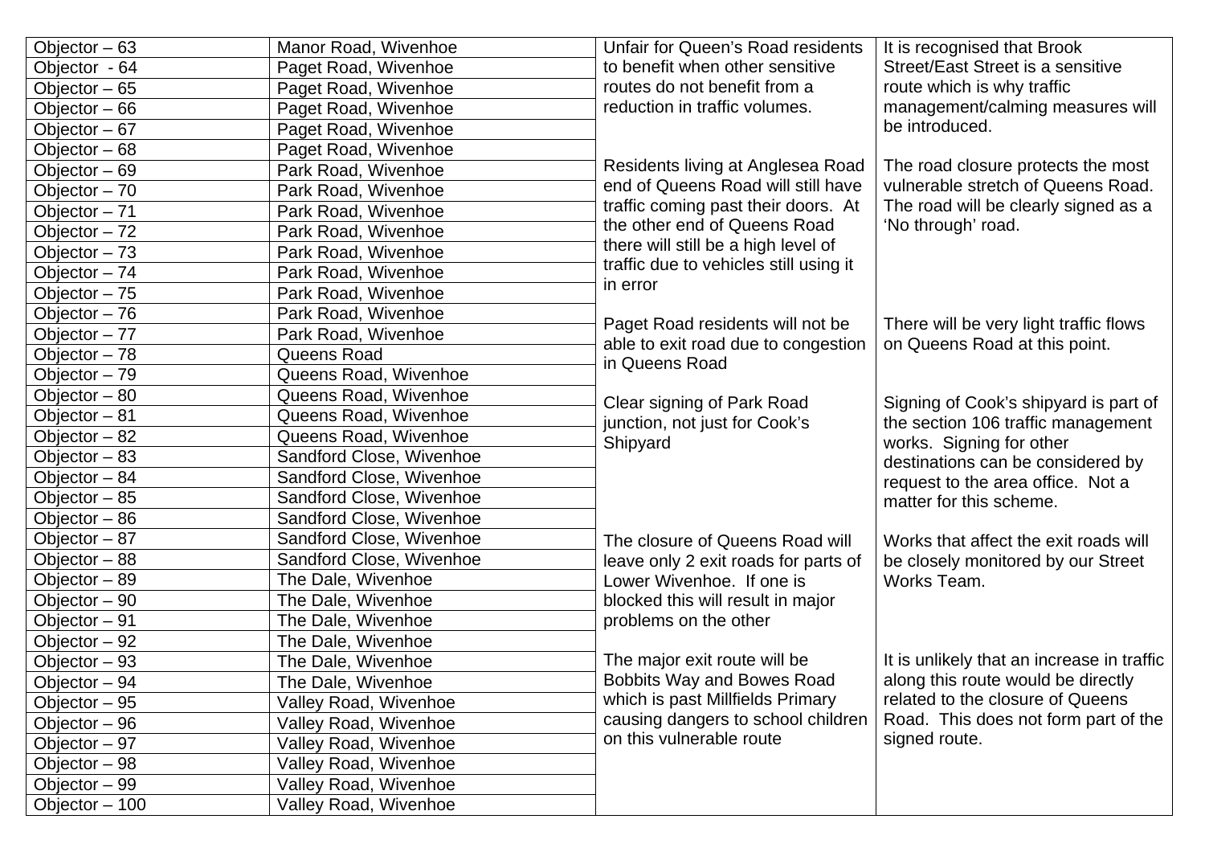| Objector – 63 | Manor Road, Wivenhoe | Unfair for Queen's Road residents to benefit when other sensitive routes do not benefit from a reduction in traffic volumes. | It is recognised that Brook Street/East Street is a sensitive route which is why traffic management/calming measures will be introduced. |
|---|---|---|---|
| Objector - 64 | Paget Road, Wivenhoe | | |
| Objector – 65 | Paget Road, Wivenhoe | | |
| Objector – 66 | Paget Road, Wivenhoe | | |
| Objector – 67 | Paget Road, Wivenhoe | | |
| Objector – 68 | Paget Road, Wivenhoe | | |
| Objector – 69 | Park Road, Wivenhoe | Residents living at Anglesea Road end of Queens Road will still have traffic coming past their doors. At the other end of Queens Road there will still be a high level of traffic due to vehicles still using it in error | The road closure protects the most vulnerable stretch of Queens Road. The road will be clearly signed as a 'No through' road. |
| Objector – 70 | Park Road, Wivenhoe | | |
| Objector – 71 | Park Road, Wivenhoe | | |
| Objector – 72 | Park Road, Wivenhoe | | |
| Objector – 73 | Park Road, Wivenhoe | | |
| Objector – 74 | Park Road, Wivenhoe | | |
| Objector – 75 | Park Road, Wivenhoe | | |
| Objector – 76 | Park Road, Wivenhoe | Paget Road residents will not be able to exit road due to congestion in Queens Road | There will be very light traffic flows on Queens Road at this point. |
| Objector – 77 | Park Road, Wivenhoe | | |
| Objector – 78 | Queens Road | | |
| Objector – 79 | Queens Road, Wivenhoe | | |
| Objector – 80 | Queens Road, Wivenhoe | Clear signing of Park Road junction, not just for Cook's Shipyard | Signing of Cook's shipyard is part of the section 106 traffic management works. Signing for other destinations can be considered by request to the area office. Not a matter for this scheme. |
| Objector – 81 | Queens Road, Wivenhoe | | |
| Objector – 82 | Queens Road, Wivenhoe | | |
| Objector – 83 | Sandford Close, Wivenhoe | | |
| Objector – 84 | Sandford Close, Wivenhoe | | |
| Objector – 85 | Sandford Close, Wivenhoe | | |
| Objector – 86 | Sandford Close, Wivenhoe | | |
| Objector – 87 | Sandford Close, Wivenhoe | The closure of Queens Road will leave only 2 exit roads for parts of Lower Wivenhoe. If one is blocked this will result in major problems on the other | Works that affect the exit roads will be closely monitored by our Street Works Team. |
| Objector – 88 | Sandford Close, Wivenhoe | | |
| Objector – 89 | The Dale, Wivenhoe | | |
| Objector – 90 | The Dale, Wivenhoe | | |
| Objector – 91 | The Dale, Wivenhoe | | |
| Objector – 92 | The Dale, Wivenhoe | | |
| Objector – 93 | The Dale, Wivenhoe | The major exit route will be Bobbits Way and Bowes Road which is past Millfields Primary causing dangers to school children on this vulnerable route | It is unlikely that an increase in traffic along this route would be directly related to the closure of Queens Road. This does not form part of the signed route. |
| Objector – 94 | The Dale, Wivenhoe | | |
| Objector – 95 | Valley Road, Wivenhoe | | |
| Objector – 96 | Valley Road, Wivenhoe | | |
| Objector – 97 | Valley Road, Wivenhoe | | |
| Objector – 98 | Valley Road, Wivenhoe | | |
| Objector – 99 | Valley Road, Wivenhoe | | |
| Objector – 100 | Valley Road, Wivenhoe | | |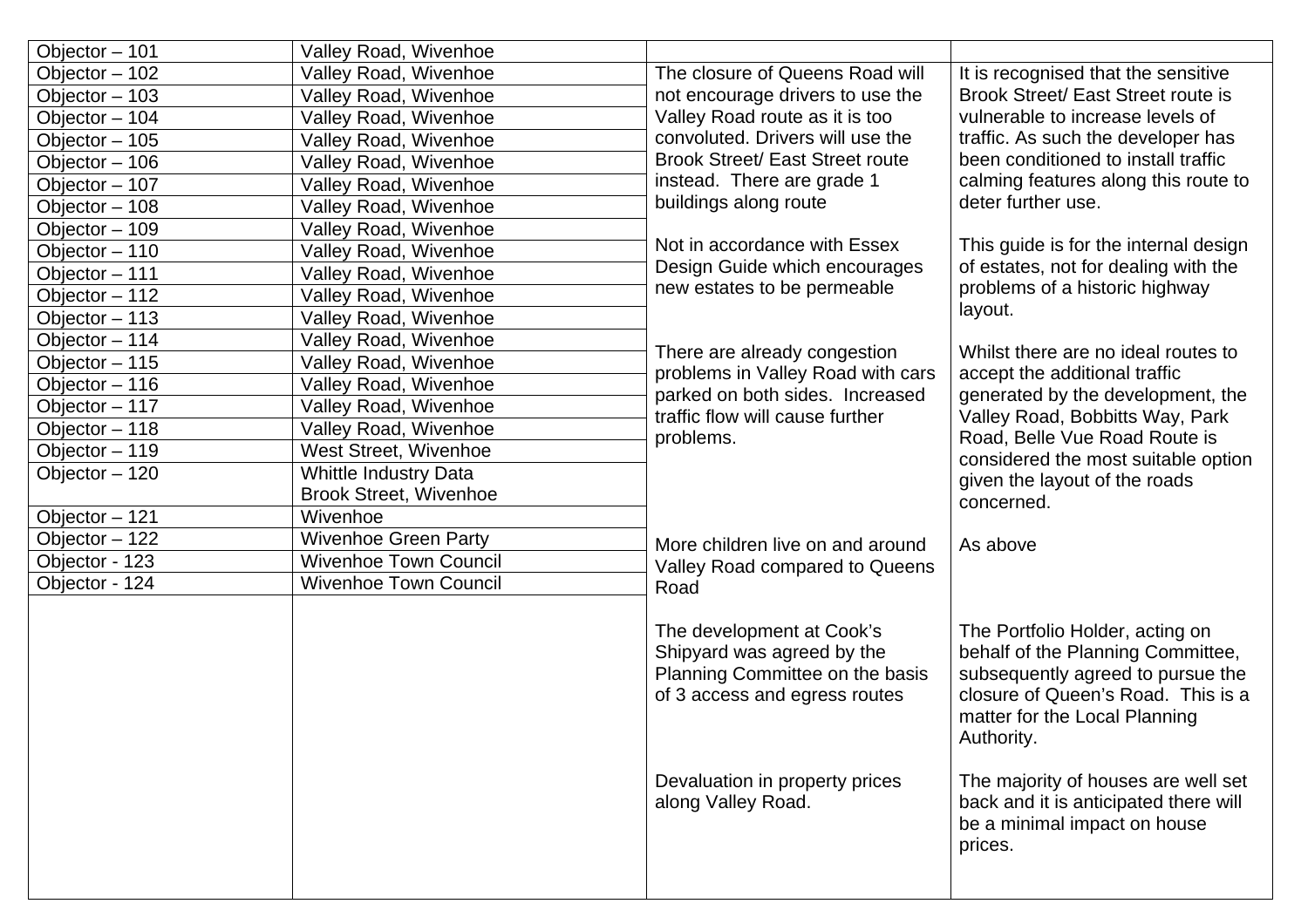| Objector – 101 | Valley Road, Wivenhoe | | |
|---|---|---|---|
| Objector – 102 | Valley Road, Wivenhoe | The closure of Queens Road will not encourage drivers to use the Valley Road route as it is too convoluted. Drivers will use the Brook Street/ East Street route instead. There are grade 1 buildings along route | It is recognised that the sensitive Brook Street/ East Street route is vulnerable to increase levels of traffic. As such the developer has been conditioned to install traffic calming features along this route to deter further use. |
| Objector – 103 | Valley Road, Wivenhoe | | |
| Objector – 104 | Valley Road, Wivenhoe | | |
| Objector – 105 | Valley Road, Wivenhoe | | |
| Objector – 106 | Valley Road, Wivenhoe | | |
| Objector – 107 | Valley Road, Wivenhoe | | |
| Objector – 108 | Valley Road, Wivenhoe | | |
| Objector – 109 | Valley Road, Wivenhoe | Not in accordance with Essex Design Guide which encourages new estates to be permeable | This guide is for the internal design of estates, not for dealing with the problems of a historic highway layout. |
| Objector – 110 | Valley Road, Wivenhoe | | |
| Objector – 111 | Valley Road, Wivenhoe | | |
| Objector – 112 | Valley Road, Wivenhoe | | |
| Objector – 113 | Valley Road, Wivenhoe | There are already congestion problems in Valley Road with cars parked on both sides. Increased traffic flow will cause further problems. | Whilst there are no ideal routes to accept the additional traffic generated by the development, the Valley Road, Bobbitts Way, Park Road, Belle Vue Road Route is considered the most suitable option given the layout of the roads concerned. |
| Objector – 114 | Valley Road, Wivenhoe | | |
| Objector – 115 | Valley Road, Wivenhoe | | |
| Objector – 116 | Valley Road, Wivenhoe | | |
| Objector – 117 | Valley Road, Wivenhoe | | |
| Objector – 118 | Valley Road, Wivenhoe | | |
| Objector – 119 | West Street, Wivenhoe | | |
| Objector – 120 | Whittle Industry Data Brook Street, Wivenhoe | | |
| Objector – 121 | Wivenhoe | More children live on and around Valley Road compared to Queens Road | As above |
| Objector – 122 | Wivenhoe Green Party | | |
| Objector - 123 | Wivenhoe Town Council | | |
| Objector - 124 | Wivenhoe Town Council | | |
| | | The development at Cook's Shipyard was agreed by the Planning Committee on the basis of 3 access and egress routes | The Portfolio Holder, acting on behalf of the Planning Committee, subsequently agreed to pursue the closure of Queen's Road. This is a matter for the Local Planning Authority. |
| | | Devaluation in property prices along Valley Road. | The majority of houses are well set back and it is anticipated there will be a minimal impact on house prices. |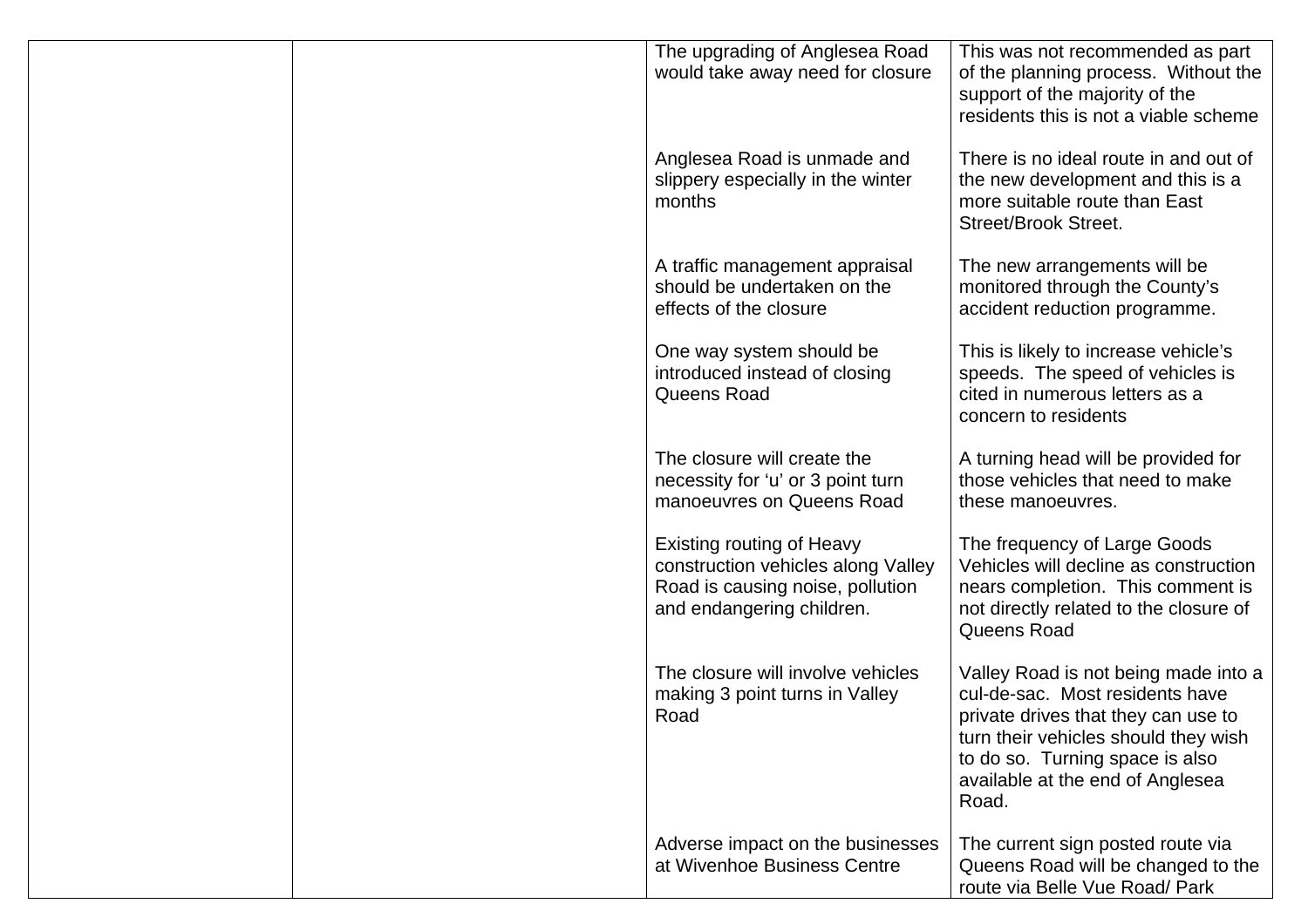| | | | |
|---|---|---|---|
| | | The upgrading of Anglesea Road would take away need for closure | This was not recommended as part of the planning process. Without the support of the majority of the residents this is not a viable scheme |
| | | Anglesea Road is unmade and slippery especially in the winter months | There is no ideal route in and out of the new development and this is a more suitable route than East Street/Brook Street. |
| | | A traffic management appraisal should be undertaken on the effects of the closure | The new arrangements will be monitored through the County's accident reduction programme. |
| | | One way system should be introduced instead of closing Queens Road | This is likely to increase vehicle's speeds. The speed of vehicles is cited in numerous letters as a concern to residents |
| | | The closure will create the necessity for 'u' or 3 point turn manoeuvres on Queens Road | A turning head will be provided for those vehicles that need to make these manoeuvres. |
| | | Existing routing of Heavy construction vehicles along Valley Road is causing noise, pollution and endangering children. | The frequency of Large Goods Vehicles will decline as construction nears completion. This comment is not directly related to the closure of Queens Road |
| | | The closure will involve vehicles making 3 point turns in Valley Road | Valley Road is not being made into a cul-de-sac. Most residents have private drives that they can use to turn their vehicles should they wish to do so. Turning space is also available at the end of Anglesea Road. |
| | | Adverse impact on the businesses at Wivenhoe Business Centre | The current sign posted route via Queens Road will be changed to the route via Belle Vue Road/ Park |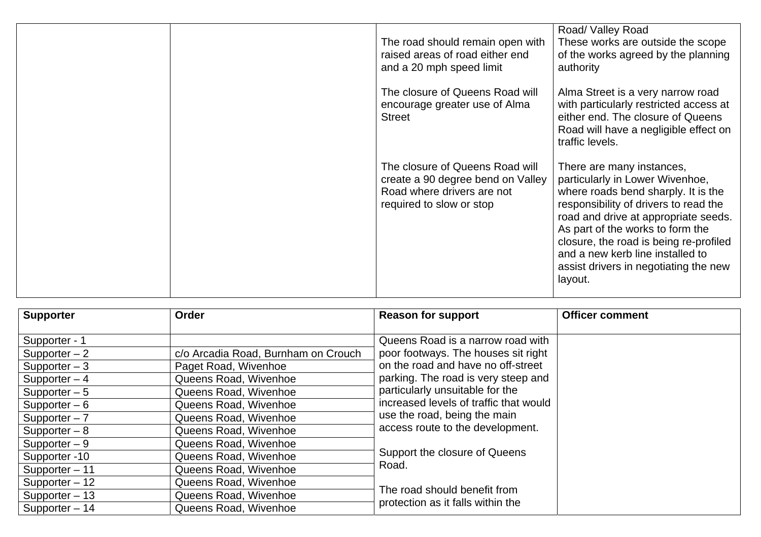| | | | |
|---|---|---|---|
| | | The road should remain open with raised areas of road either end and a 20 mph speed limit<br><br>The closure of Queens Road will encourage greater use of Alma Street<br><br>The closure of Queens Road will create a 90 degree bend on Valley Road where drivers are not required to slow or stop | Road/ Valley Road<br>These works are outside the scope of the works agreed by the planning authority<br><br>Alma Street is a very narrow road with particularly restricted access at either end. The closure of Queens Road will have a negligible effect on traffic levels.<br><br>There are many instances, particularly in Lower Wivenhoe, where roads bend sharply. It is the responsibility of drivers to read the road and drive at appropriate seeds. As part of the works to form the closure, the road is being re-profiled and a new kerb line installed to assist drivers in negotiating the new layout. |

| Supporter | Order | Reason for support | Officer comment |
|---|---|---|---|
| Supporter - 1 | | Queens Road is a narrow road with poor footways. The houses sit right on the road and have no off-street parking. The road is very steep and particularly unsuitable for the increased levels of traffic that would use the road, being the main access route to the development.<br><br>Support the closure of Queens Road.<br><br>The road should benefit from protection as it falls within the | |
| Supporter – 2 | c/o Arcadia Road, Burnham on Crouch | | |
| Supporter – 3 | Paget Road, Wivenhoe | | |
| Supporter – 4 | Queens Road, Wivenhoe | | |
| Supporter – 5 | Queens Road, Wivenhoe | | |
| Supporter – 6 | Queens Road, Wivenhoe | | |
| Supporter – 7 | Queens Road, Wivenhoe | | |
| Supporter – 8 | Queens Road, Wivenhoe | | |
| Supporter – 9 | Queens Road, Wivenhoe | | |
| Supporter -10 | Queens Road, Wivenhoe | | |
| Supporter – 11 | Queens Road, Wivenhoe | | |
| Supporter – 12 | Queens Road, Wivenhoe | | |
| Supporter – 13 | Queens Road, Wivenhoe | | |
| Supporter – 14 | Queens Road, Wivenhoe | | |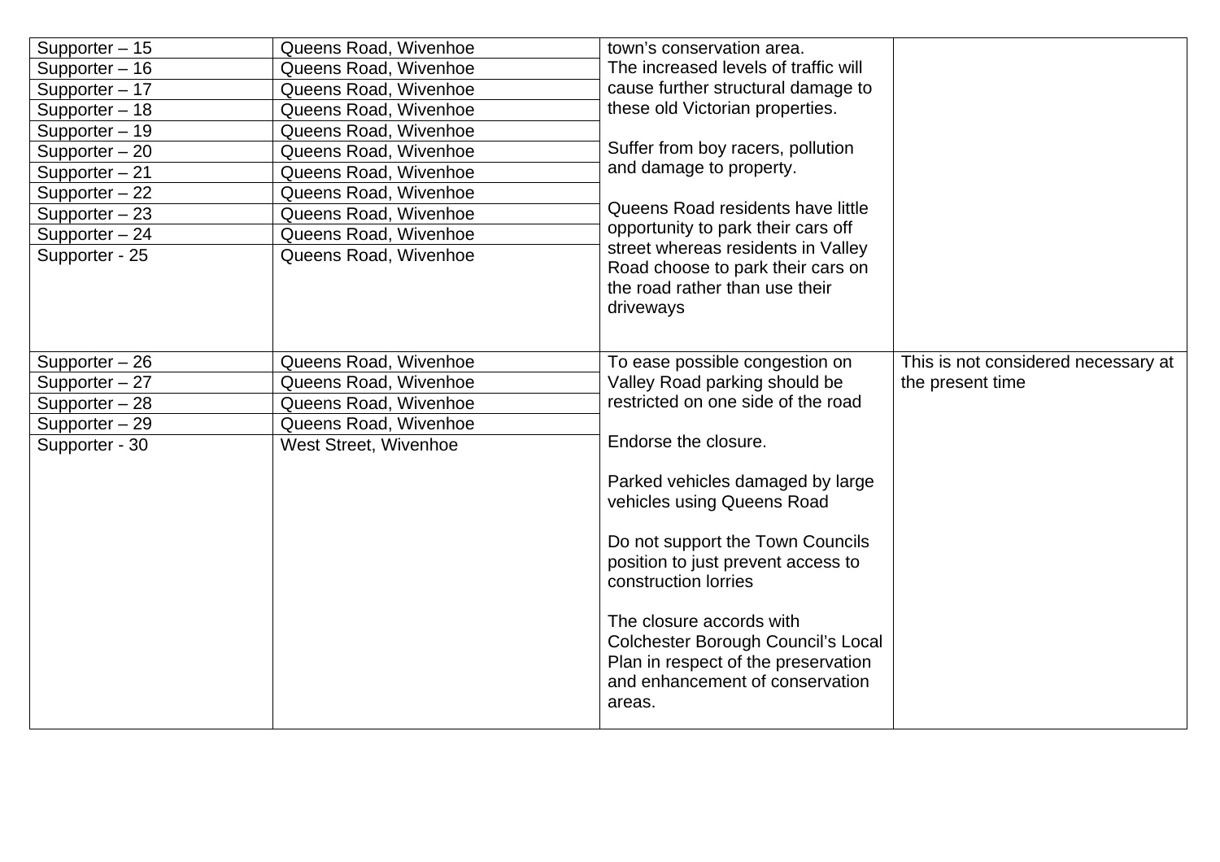| | | | |
|---|---|---|---|
| Supporter – 15<br>Supporter – 16<br>Supporter – 17<br>Supporter – 18<br>Supporter – 19<br>Supporter – 20<br>Supporter – 21<br>Supporter – 22<br>Supporter – 23<br>Supporter – 24<br>Supporter - 25 | Queens Road, Wivenhoe<br>Queens Road, Wivenhoe<br>Queens Road, Wivenhoe<br>Queens Road, Wivenhoe<br>Queens Road, Wivenhoe<br>Queens Road, Wivenhoe<br>Queens Road, Wivenhoe<br>Queens Road, Wivenhoe<br>Queens Road, Wivenhoe<br>Queens Road, Wivenhoe<br>Queens Road, Wivenhoe | town's conservation area.<br>The increased levels of traffic will cause further structural damage to these old Victorian properties.<br><br>Suffer from boy racers, pollution and damage to property.<br><br>Queens Road residents have little opportunity to park their cars off street whereas residents in Valley Road choose to park their cars on the road rather than use their driveways | |
| Supporter – 26<br>Supporter – 27<br>Supporter – 28<br>Supporter – 29<br>Supporter - 30 | Queens Road, Wivenhoe<br>Queens Road, Wivenhoe<br>Queens Road, Wivenhoe<br>Queens Road, Wivenhoe<br>West Street, Wivenhoe | To ease possible congestion on Valley Road parking should be restricted on one side of the road<br><br>Endorse the closure.<br><br>Parked vehicles damaged by large vehicles using Queens Road<br><br>Do not support the Town Councils position to just prevent access to construction lorries<br><br>The closure accords with Colchester Borough Council's Local Plan in respect of the preservation and enhancement of conservation areas. | This is not considered necessary at the present time |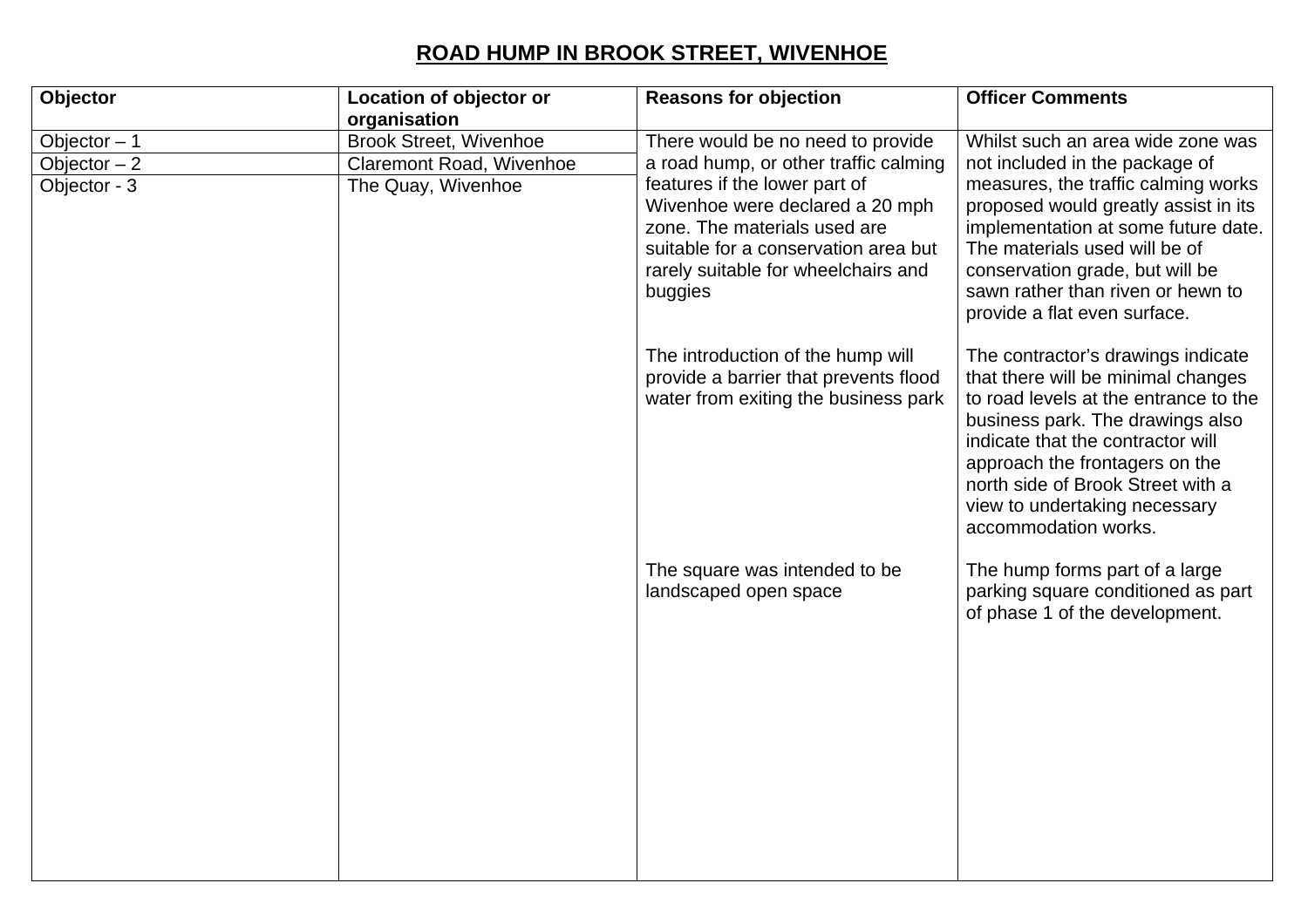## ROAD HUMP IN BROOK STREET, WIVENHOE

| Objector | Location of objector or organisation | Reasons for objection | Officer Comments |
|---|---|---|---|
| Objector – 1 | Brook Street, Wivenhoe | There would be no need to provide a road hump, or other traffic calming features if the lower part of Wivenhoe were declared a 20 mph zone. The materials used are suitable for a conservation area but rarely suitable for wheelchairs and buggies | Whilst such an area wide zone was not included in the package of measures, the traffic calming works proposed would greatly assist in its implementation at some future date. The materials used will be of conservation grade, but will be sawn rather than riven or hewn to provide a flat even surface. |
| Objector – 2 | Claremont Road, Wivenhoe | The introduction of the hump will provide a barrier that prevents flood water from exiting the business park | The contractor's drawings indicate that there will be minimal changes to road levels at the entrance to the business park. The drawings also indicate that the contractor will approach the frontagers on the north side of Brook Street with a view to undertaking necessary accommodation works. |
| Objector - 3 | The Quay, Wivenhoe | The square was intended to be landscaped open space | The hump forms part of a large parking square conditioned as part of phase 1 of the development. |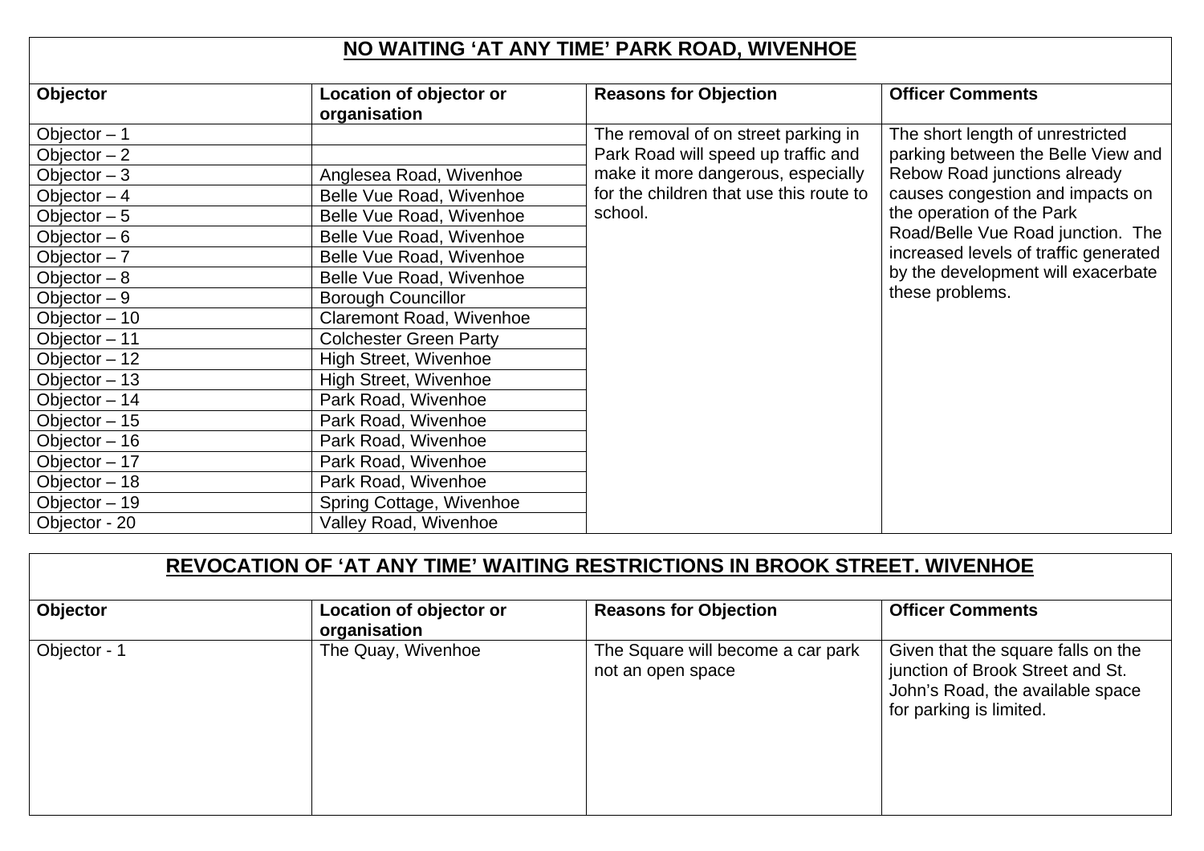## NO WAITING 'AT ANY TIME' PARK ROAD, WIVENHOE

| Objector | Location of objector or organisation | Reasons for Objection | Officer Comments |
|---|---|---|---|
| Objector – 1 | | The removal of on street parking in Park Road will speed up traffic and make it more dangerous, especially for the children that use this route to school. | The short length of unrestricted parking between the Belle View and Rebow Road junctions already causes congestion and impacts on the operation of the Park Road/Belle Vue Road junction. The increased levels of traffic generated by the development will exacerbate these problems. |
| Objector – 2 | | | |
| Objector – 3 | Anglesea Road, Wivenhoe | | |
| Objector – 4 | Belle Vue Road, Wivenhoe | | |
| Objector – 5 | Belle Vue Road, Wivenhoe | | |
| Objector – 6 | Belle Vue Road, Wivenhoe | | |
| Objector – 7 | Belle Vue Road, Wivenhoe | | |
| Objector – 8 | Belle Vue Road, Wivenhoe | | |
| Objector – 9 | Borough Councillor | | |
| Objector – 10 | Claremont Road, Wivenhoe | | |
| Objector – 11 | Colchester Green Party | | |
| Objector – 12 | High Street, Wivenhoe | | |
| Objector – 13 | High Street, Wivenhoe | | |
| Objector – 14 | Park Road, Wivenhoe | | |
| Objector – 15 | Park Road, Wivenhoe | | |
| Objector – 16 | Park Road, Wivenhoe | | |
| Objector – 17 | Park Road, Wivenhoe | | |
| Objector – 18 | Park Road, Wivenhoe | | |
| Objector – 19 | Spring Cottage, Wivenhoe | | |
| Objector - 20 | Valley Road, Wivenhoe | | |

## REVOCATION OF 'AT ANY TIME' WAITING RESTRICTIONS IN BROOK STREET. WIVENHOE

| Objector | Location of objector or organisation | Reasons for Objection | Officer Comments |
|---|---|---|---|
| Objector - 1 | The Quay, Wivenhoe | The Square will become a car park not an open space | Given that the square falls on the junction of Brook Street and St. John's Road, the available space for parking is limited. |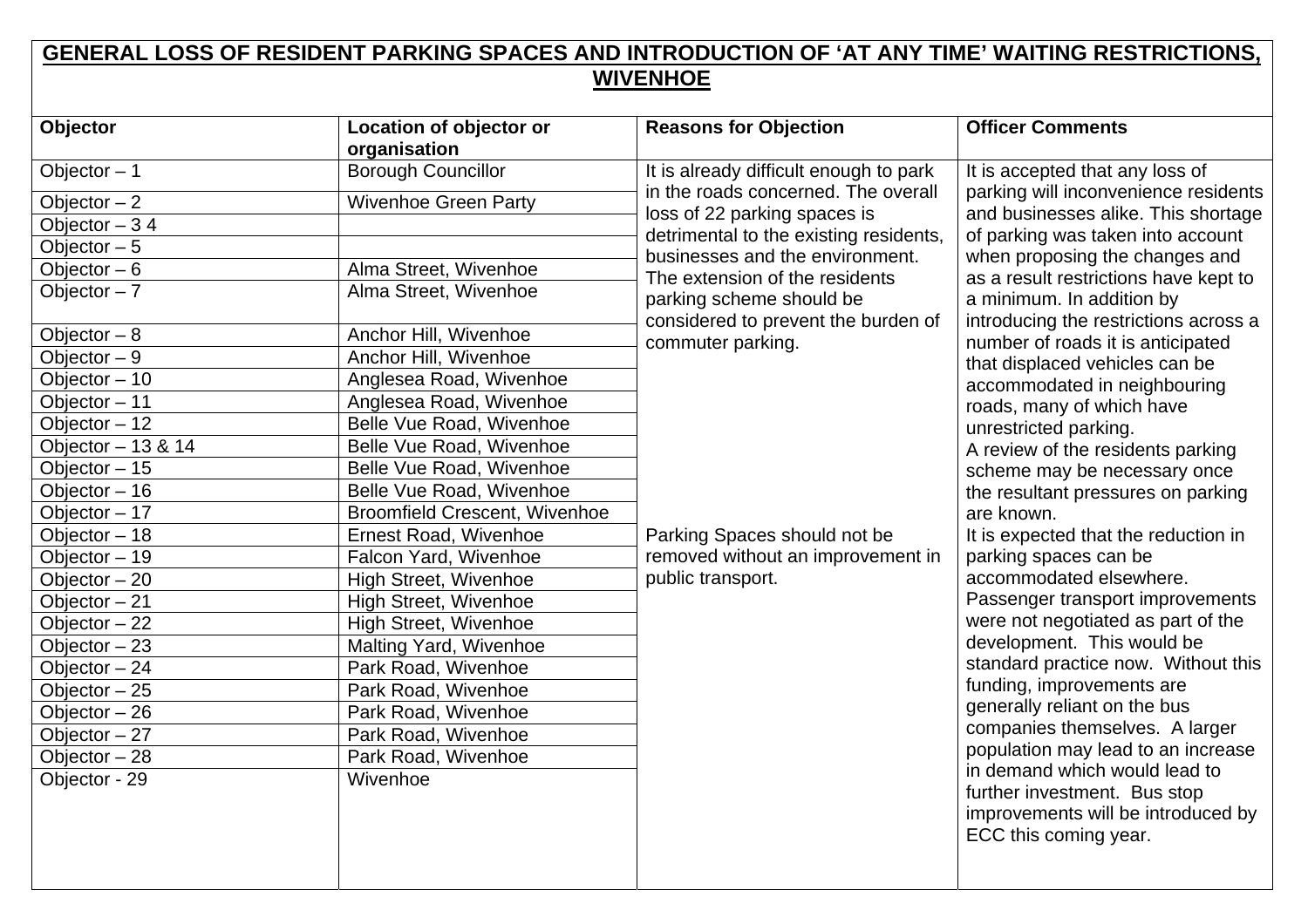**GENERAL LOSS OF RESIDENT PARKING SPACES AND INTRODUCTION OF 'AT ANY TIME' WAITING RESTRICTIONS, WIVENHOE**

| Objector | Location of objector or organisation | Reasons for Objection | Officer Comments |
|---|---|---|---|
| Objector – 1 | Borough Councillor | It is already difficult enough to park in the roads concerned. The overall loss of 22 parking spaces is detrimental to the existing residents, businesses and the environment. The extension of the residents parking scheme should be considered to prevent the burden of commuter parking.<br><br>Parking Spaces should not be removed without an improvement in public transport. | It is accepted that any loss of parking will inconvenience residents and businesses alike. This shortage of parking was taken into account when proposing the changes and as a result restrictions have kept to a minimum. In addition by introducing the restrictions across a number of roads it is anticipated that displaced vehicles can be accommodated in neighbouring roads, many of which have unrestricted parking.<br>A review of the residents parking scheme may be necessary once the resultant pressures on parking are known.<br>It is expected that the reduction in parking spaces can be accommodated elsewhere.<br>Passenger transport improvements were not negotiated as part of the development. This would be standard practice now. Without this funding, improvements are generally reliant on the bus companies themselves. A larger population may lead to an increase in demand which would lead to further investment. Bus stop improvements will be introduced by ECC this coming year. |
| Objector – 2 | Wivenhoe Green Party | | |
| Objector – 3 4 | | | |
| Objector – 5 | | | |
| Objector – 6 | Alma Street, Wivenhoe | | |
| Objector – 7 | Alma Street, Wivenhoe | | |
| Objector – 8 | Anchor Hill, Wivenhoe | | |
| Objector – 9 | Anchor Hill, Wivenhoe | | |
| Objector – 10 | Anglesea Road, Wivenhoe | | |
| Objector – 11 | Anglesea Road, Wivenhoe | | |
| Objector – 12 | Belle Vue Road, Wivenhoe | | |
| Objector – 13 & 14 | Belle Vue Road, Wivenhoe | | |
| Objector – 15 | Belle Vue Road, Wivenhoe | | |
| Objector – 16 | Belle Vue Road, Wivenhoe | | |
| Objector – 17 | Broomfield Crescent, Wivenhoe | | |
| Objector – 18 | Ernest Road, Wivenhoe | | |
| Objector – 19 | Falcon Yard, Wivenhoe | | |
| Objector – 20 | High Street, Wivenhoe | | |
| Objector – 21 | High Street, Wivenhoe | | |
| Objector – 22 | High Street, Wivenhoe | | |
| Objector – 23 | Malting Yard, Wivenhoe | | |
| Objector – 24 | Park Road, Wivenhoe | | |
| Objector – 25 | Park Road, Wivenhoe | | |
| Objector – 26 | Park Road, Wivenhoe | | |
| Objector – 27 | Park Road, Wivenhoe | | |
| Objector – 28 | Park Road, Wivenhoe | | |
| Objector - 29 | Wivenhoe | | |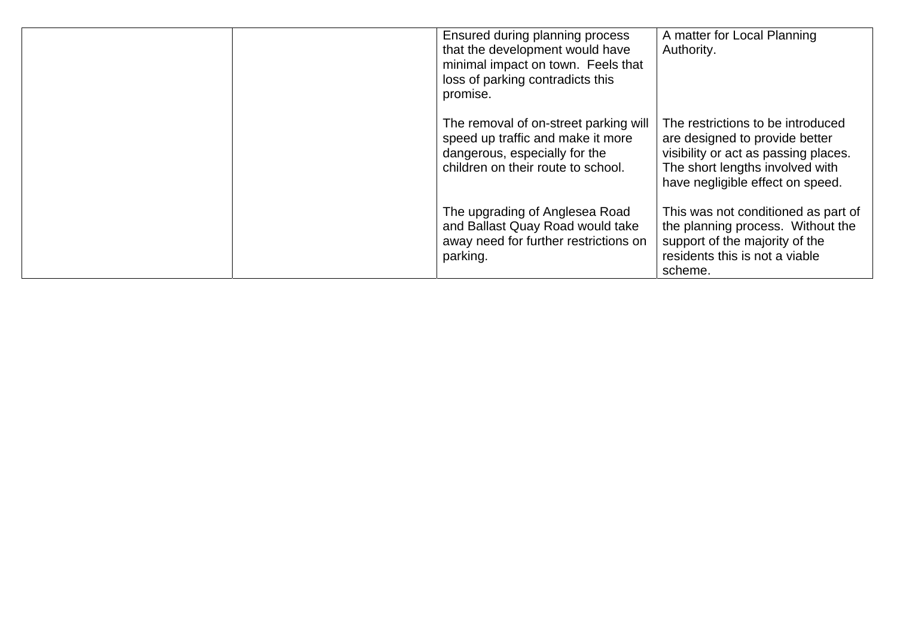| | | | |
|---|---|---|---|
| | | Ensured during planning process that the development would have minimal impact on town. Feels that loss of parking contradicts this promise. | A matter for Local Planning Authority. |
| | | The removal of on-street parking will speed up traffic and make it more dangerous, especially for the children on their route to school. | The restrictions to be introduced are designed to provide better visibility or act as passing places. The short lengths involved with have negligible effect on speed. |
| | | The upgrading of Anglesea Road and Ballast Quay Road would take away need for further restrictions on parking. | This was not conditioned as part of the planning process. Without the support of the majority of the residents this is not a viable scheme. |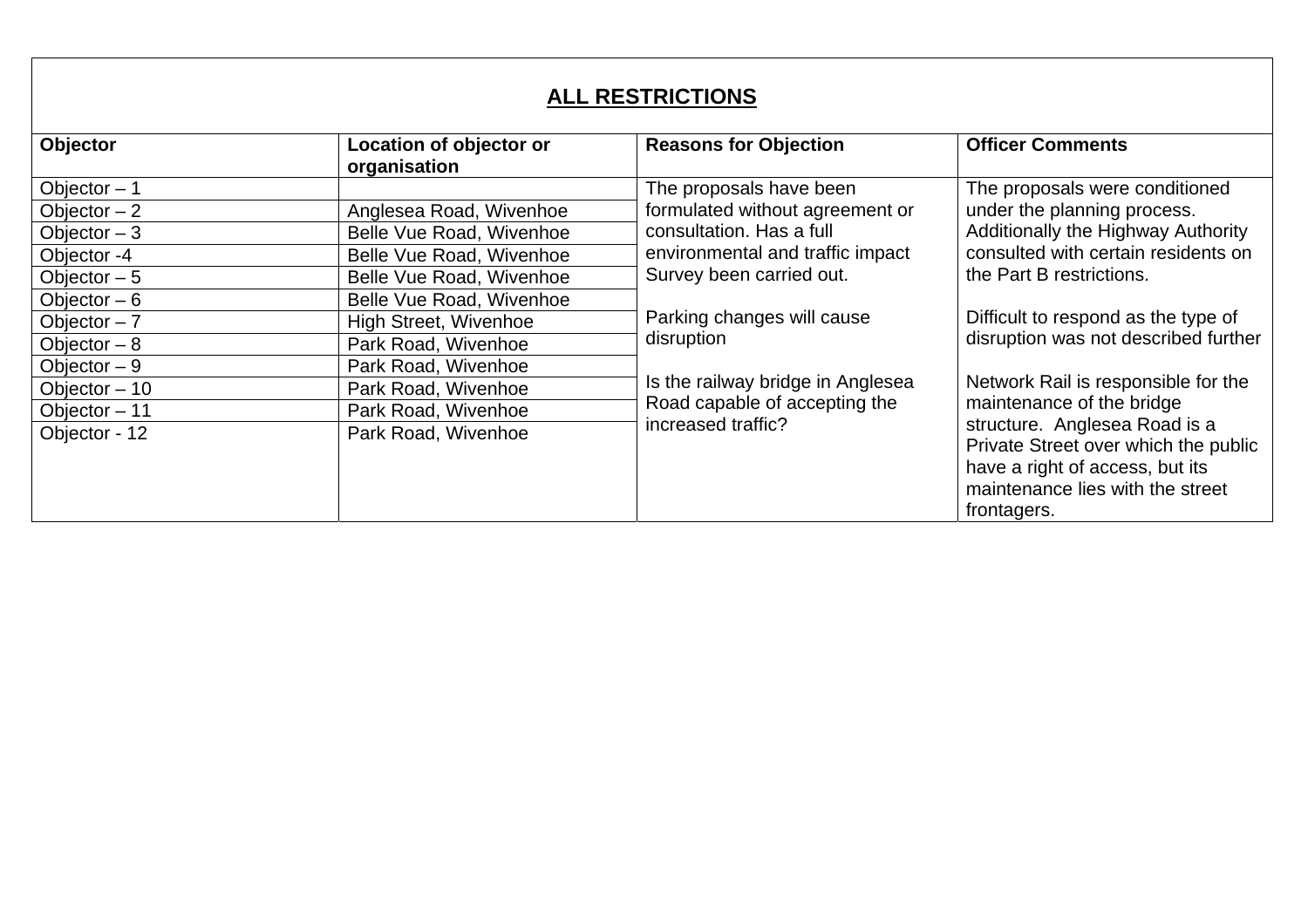## ALL RESTRICTIONS

| Objector | Location of objector or organisation | Reasons for Objection | Officer Comments |
|---|---|---|---|
| Objector – 1 | | The proposals have been formulated without agreement or consultation. Has a full environmental and traffic impact Survey been carried out.<br><br>Parking changes will cause disruption<br><br>Is the railway bridge in Anglesea Road capable of accepting the increased traffic? | The proposals were conditioned under the planning process. Additionally the Highway Authority consulted with certain residents on the Part B restrictions.<br><br>Difficult to respond as the type of disruption was not described further<br><br>Network Rail is responsible for the maintenance of the bridge structure. Anglesea Road is a Private Street over which the public have a right of access, but its maintenance lies with the street frontagers. |
| Objector – 2 | Anglesea Road, Wivenhoe | | |
| Objector – 3 | Belle Vue Road, Wivenhoe | | |
| Objector -4 | Belle Vue Road, Wivenhoe | | |
| Objector – 5 | Belle Vue Road, Wivenhoe | | |
| Objector – 6 | Belle Vue Road, Wivenhoe | | |
| Objector – 7 | High Street, Wivenhoe | | |
| Objector – 8 | Park Road, Wivenhoe | | |
| Objector – 9 | Park Road, Wivenhoe | | |
| Objector – 10 | Park Road, Wivenhoe | | |
| Objector – 11 | Park Road, Wivenhoe | | |
| Objector - 12 | Park Road, Wivenhoe | | |